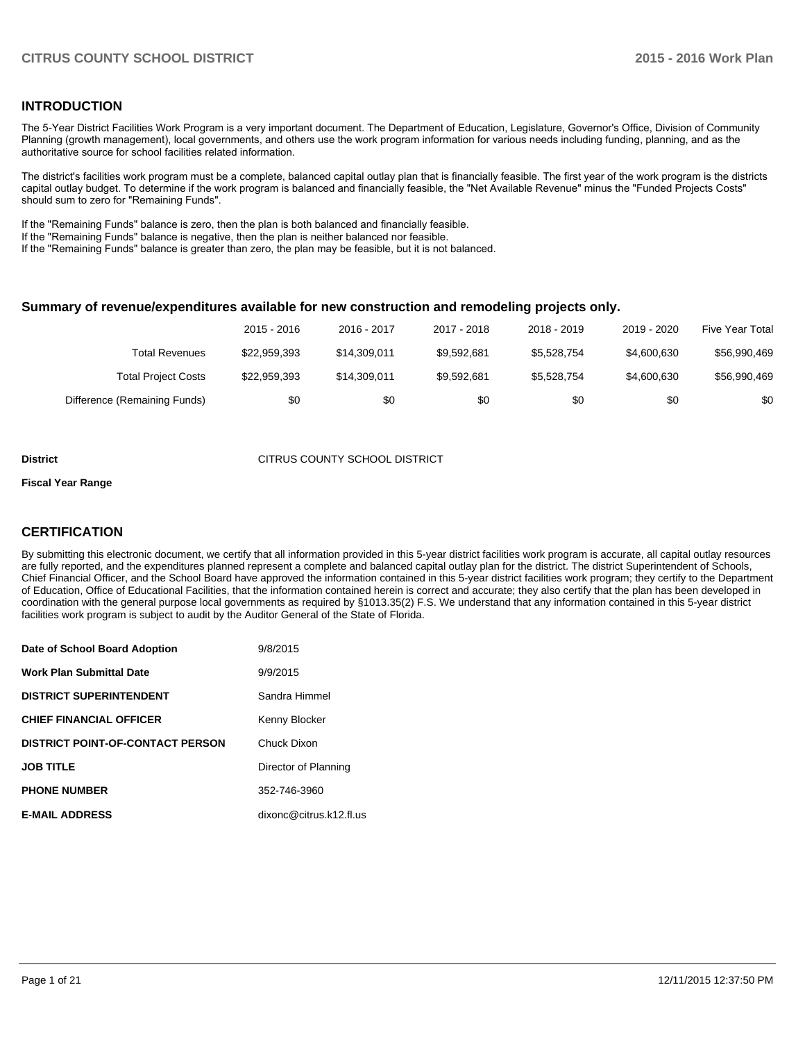## INTRODUCTION

The 5-Year District Facilities Work Program is a very important document. The Department of Education, Legislature, Governor's Office, Division of Community Planning (growth management), local governments, and others use the work program information for various needs including funding, planning, and as the authoritative source for school facilities related information.

The district's facilities work program must be a complete, balanced capital outlay plan that is financially feasible. The first year of the work program is the districts capital outlay budget. To determine if the work program is balanced and financially feasible, the "Net Available Revenue" minus the "Funded Projects Costs" should sum to zero for "Remaining Funds".

If the "Remaining Funds" balance is zero, then the plan is both balanced and financially feasible.
If the "Remaining Funds" balance is negative, then the plan is neither balanced nor feasible.
If the "Remaining Funds" balance is greater than zero, the plan may be feasible, but it is not balanced.

### Summary of revenue/expenditures available for new construction and remodeling projects only.

| | 2015 - 2016 | 2016 - 2017 | 2017 - 2018 | 2018 - 2019 | 2019 - 2020 | Five Year Total |
|---|---|---|---|---|---|---|
| Total Revenues | $22,959,393 | $14,309,011 | $9,592,681 | $5,528,754 | $4,600,630 | $56,990,469 |
| Total Project Costs | $22,959,393 | $14,309,011 | $9,592,681 | $5,528,754 | $4,600,630 | $56,990,469 |
| Difference (Remaining Funds) | $0 | $0 | $0 | $0 | $0 | $0 |

**District** CITRUS COUNTY SCHOOL DISTRICT

**Fiscal Year Range**

## CERTIFICATION

By submitting this electronic document, we certify that all information provided in this 5-year district facilities work program is accurate, all capital outlay resources are fully reported, and the expenditures planned represent a complete and balanced capital outlay plan for the district. The district Superintendent of Schools, Chief Financial Officer, and the School Board have approved the information contained in this 5-year district facilities work program; they certify to the Department of Education, Office of Educational Facilities, that the information contained herein is correct and accurate; they also certify that the plan has been developed in coordination with the general purpose local governments as required by §1013.35(2) F.S. We understand that any information contained in this 5-year district facilities work program is subject to audit by the Auditor General of the State of Florida.

| | |
|---|---|
| **Date of School Board Adoption** | 9/8/2015 |
| **Work Plan Submittal Date** | 9/9/2015 |
| **DISTRICT SUPERINTENDENT** | Sandra Himmel |
| **CHIEF FINANCIAL OFFICER** | Kenny Blocker |
| **DISTRICT POINT-OF-CONTACT PERSON** | Chuck Dixon |
| **JOB TITLE** | Director of Planning |
| **PHONE NUMBER** | 352-746-3960 |
| **E-MAIL ADDRESS** | dixonc@citrus.k12.fl.us |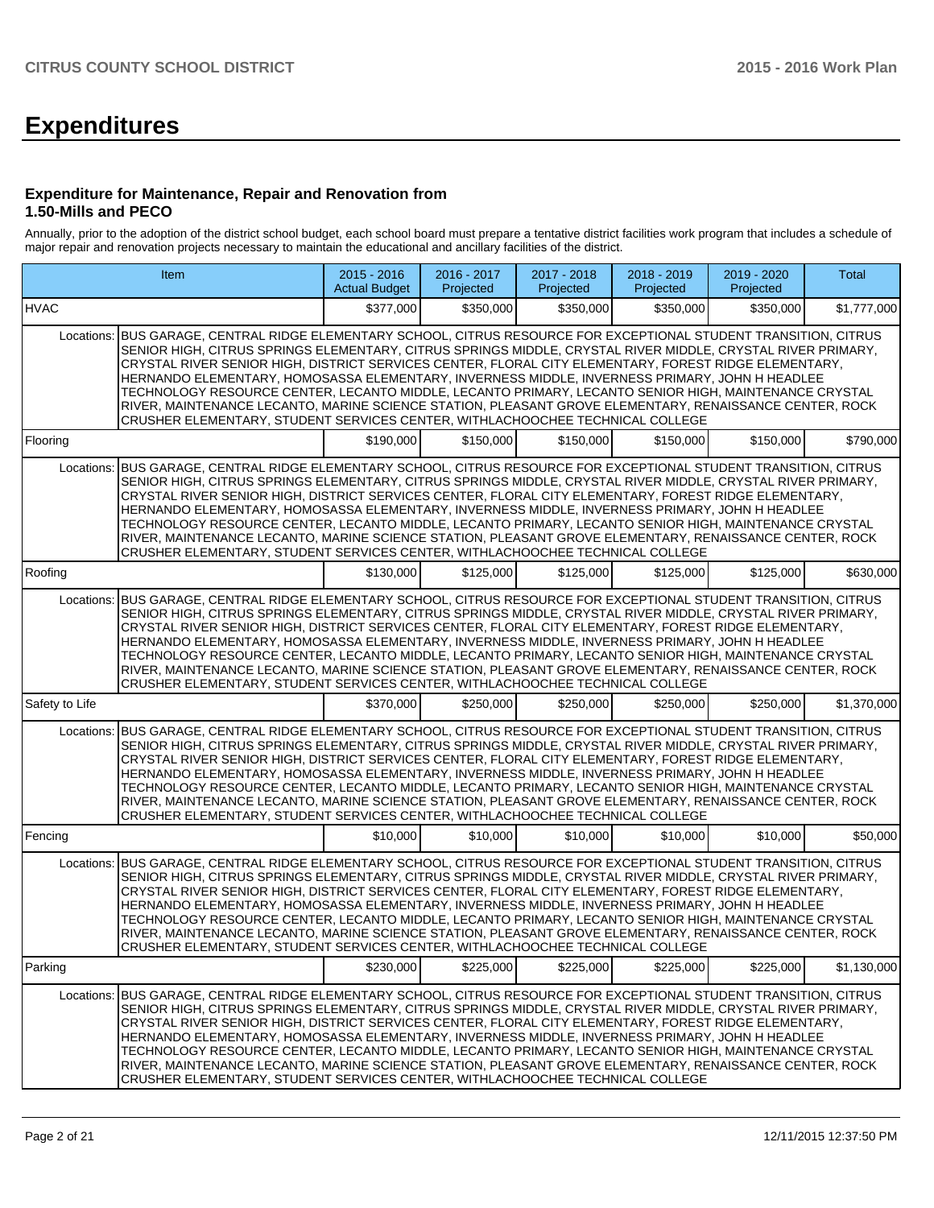# Expenditures

### Expenditure for Maintenance, Repair and Renovation from 1.50-Mills and PECO

Annually, prior to the adoption of the district school budget, each school board must prepare a tentative district facilities work program that includes a schedule of major repair and renovation projects necessary to maintain the educational and ancillary facilities of the district.

| Item | | 2015 - 2016 Actual Budget | 2016 - 2017 Projected | 2017 - 2018 Projected | 2018 - 2019 Projected | 2019 - 2020 Projected | Total |
|---|---|---|---|---|---|---|---|
| HVAC | | $377,000 | $350,000 | $350,000 | $350,000 | $350,000 | $1,777,000 |
| Locations: | BUS GARAGE, CENTRAL RIDGE ELEMENTARY SCHOOL, CITRUS RESOURCE FOR EXCEPTIONAL STUDENT TRANSITION, CITRUS SENIOR HIGH, CITRUS SPRINGS ELEMENTARY, CITRUS SPRINGS MIDDLE, CRYSTAL RIVER MIDDLE, CRYSTAL RIVER PRIMARY, CRYSTAL RIVER SENIOR HIGH, DISTRICT SERVICES CENTER, FLORAL CITY ELEMENTARY, FOREST RIDGE ELEMENTARY, HERNANDO ELEMENTARY, HOMOSASSA ELEMENTARY, INVERNESS MIDDLE, INVERNESS PRIMARY, JOHN H HEADLEE TECHNOLOGY RESOURCE CENTER, LECANTO MIDDLE, LECANTO PRIMARY, LECANTO SENIOR HIGH, MAINTENANCE CRYSTAL RIVER, MAINTENANCE LECANTO, MARINE SCIENCE STATION, PLEASANT GROVE ELEMENTARY, RENAISSANCE CENTER, ROCK CRUSHER ELEMENTARY, STUDENT SERVICES CENTER, WITHLACHOOCHEE TECHNICAL COLLEGE | | | | | | |
| Flooring | | $190,000 | $150,000 | $150,000 | $150,000 | $150,000 | $790,000 |
| Locations: | BUS GARAGE, CENTRAL RIDGE ELEMENTARY SCHOOL, CITRUS RESOURCE FOR EXCEPTIONAL STUDENT TRANSITION, CITRUS SENIOR HIGH, CITRUS SPRINGS ELEMENTARY, CITRUS SPRINGS MIDDLE, CRYSTAL RIVER MIDDLE, CRYSTAL RIVER PRIMARY, CRYSTAL RIVER SENIOR HIGH, DISTRICT SERVICES CENTER, FLORAL CITY ELEMENTARY, FOREST RIDGE ELEMENTARY, HERNANDO ELEMENTARY, HOMOSASSA ELEMENTARY, INVERNESS MIDDLE, INVERNESS PRIMARY, JOHN H HEADLEE TECHNOLOGY RESOURCE CENTER, LECANTO MIDDLE, LECANTO PRIMARY, LECANTO SENIOR HIGH, MAINTENANCE CRYSTAL RIVER, MAINTENANCE LECANTO, MARINE SCIENCE STATION, PLEASANT GROVE ELEMENTARY, RENAISSANCE CENTER, ROCK CRUSHER ELEMENTARY, STUDENT SERVICES CENTER, WITHLACHOOCHEE TECHNICAL COLLEGE | | | | | | |
| Roofing | | $130,000 | $125,000 | $125,000 | $125,000 | $125,000 | $630,000 |
| Locations: | BUS GARAGE, CENTRAL RIDGE ELEMENTARY SCHOOL, CITRUS RESOURCE FOR EXCEPTIONAL STUDENT TRANSITION, CITRUS SENIOR HIGH, CITRUS SPRINGS ELEMENTARY, CITRUS SPRINGS MIDDLE, CRYSTAL RIVER MIDDLE, CRYSTAL RIVER PRIMARY, CRYSTAL RIVER SENIOR HIGH, DISTRICT SERVICES CENTER, FLORAL CITY ELEMENTARY, FOREST RIDGE ELEMENTARY, HERNANDO ELEMENTARY, HOMOSASSA ELEMENTARY, INVERNESS MIDDLE, INVERNESS PRIMARY, JOHN H HEADLEE TECHNOLOGY RESOURCE CENTER, LECANTO MIDDLE, LECANTO PRIMARY, LECANTO SENIOR HIGH, MAINTENANCE CRYSTAL RIVER, MAINTENANCE LECANTO, MARINE SCIENCE STATION, PLEASANT GROVE ELEMENTARY, RENAISSANCE CENTER, ROCK CRUSHER ELEMENTARY, STUDENT SERVICES CENTER, WITHLACHOOCHEE TECHNICAL COLLEGE | | | | | | |
| Safety to Life | | $370,000 | $250,000 | $250,000 | $250,000 | $250,000 | $1,370,000 |
| Locations: | BUS GARAGE, CENTRAL RIDGE ELEMENTARY SCHOOL, CITRUS RESOURCE FOR EXCEPTIONAL STUDENT TRANSITION, CITRUS SENIOR HIGH, CITRUS SPRINGS ELEMENTARY, CITRUS SPRINGS MIDDLE, CRYSTAL RIVER MIDDLE, CRYSTAL RIVER PRIMARY, CRYSTAL RIVER SENIOR HIGH, DISTRICT SERVICES CENTER, FLORAL CITY ELEMENTARY, FOREST RIDGE ELEMENTARY, HERNANDO ELEMENTARY, HOMOSASSA ELEMENTARY, INVERNESS MIDDLE, INVERNESS PRIMARY, JOHN H HEADLEE TECHNOLOGY RESOURCE CENTER, LECANTO MIDDLE, LECANTO PRIMARY, LECANTO SENIOR HIGH, MAINTENANCE CRYSTAL RIVER, MAINTENANCE LECANTO, MARINE SCIENCE STATION, PLEASANT GROVE ELEMENTARY, RENAISSANCE CENTER, ROCK CRUSHER ELEMENTARY, STUDENT SERVICES CENTER, WITHLACHOOCHEE TECHNICAL COLLEGE | | | | | | |
| Fencing | | $10,000 | $10,000 | $10,000 | $10,000 | $10,000 | $50,000 |
| Locations: | BUS GARAGE, CENTRAL RIDGE ELEMENTARY SCHOOL, CITRUS RESOURCE FOR EXCEPTIONAL STUDENT TRANSITION, CITRUS SENIOR HIGH, CITRUS SPRINGS ELEMENTARY, CITRUS SPRINGS MIDDLE, CRYSTAL RIVER MIDDLE, CRYSTAL RIVER PRIMARY, CRYSTAL RIVER SENIOR HIGH, DISTRICT SERVICES CENTER, FLORAL CITY ELEMENTARY, FOREST RIDGE ELEMENTARY, HERNANDO ELEMENTARY, HOMOSASSA ELEMENTARY, INVERNESS MIDDLE, INVERNESS PRIMARY, JOHN H HEADLEE TECHNOLOGY RESOURCE CENTER, LECANTO MIDDLE, LECANTO PRIMARY, LECANTO SENIOR HIGH, MAINTENANCE CRYSTAL RIVER, MAINTENANCE LECANTO, MARINE SCIENCE STATION, PLEASANT GROVE ELEMENTARY, RENAISSANCE CENTER, ROCK CRUSHER ELEMENTARY, STUDENT SERVICES CENTER, WITHLACHOOCHEE TECHNICAL COLLEGE | | | | | | |
| Parking | | $230,000 | $225,000 | $225,000 | $225,000 | $225,000 | $1,130,000 |
| Locations: | BUS GARAGE, CENTRAL RIDGE ELEMENTARY SCHOOL, CITRUS RESOURCE FOR EXCEPTIONAL STUDENT TRANSITION, CITRUS SENIOR HIGH, CITRUS SPRINGS ELEMENTARY, CITRUS SPRINGS MIDDLE, CRYSTAL RIVER MIDDLE, CRYSTAL RIVER PRIMARY, CRYSTAL RIVER SENIOR HIGH, DISTRICT SERVICES CENTER, FLORAL CITY ELEMENTARY, FOREST RIDGE ELEMENTARY, HERNANDO ELEMENTARY, HOMOSASSA ELEMENTARY, INVERNESS MIDDLE, INVERNESS PRIMARY, JOHN H HEADLEE TECHNOLOGY RESOURCE CENTER, LECANTO MIDDLE, LECANTO PRIMARY, LECANTO SENIOR HIGH, MAINTENANCE CRYSTAL RIVER, MAINTENANCE LECANTO, MARINE SCIENCE STATION, PLEASANT GROVE ELEMENTARY, RENAISSANCE CENTER, ROCK CRUSHER ELEMENTARY, STUDENT SERVICES CENTER, WITHLACHOOCHEE TECHNICAL COLLEGE | | | | | | |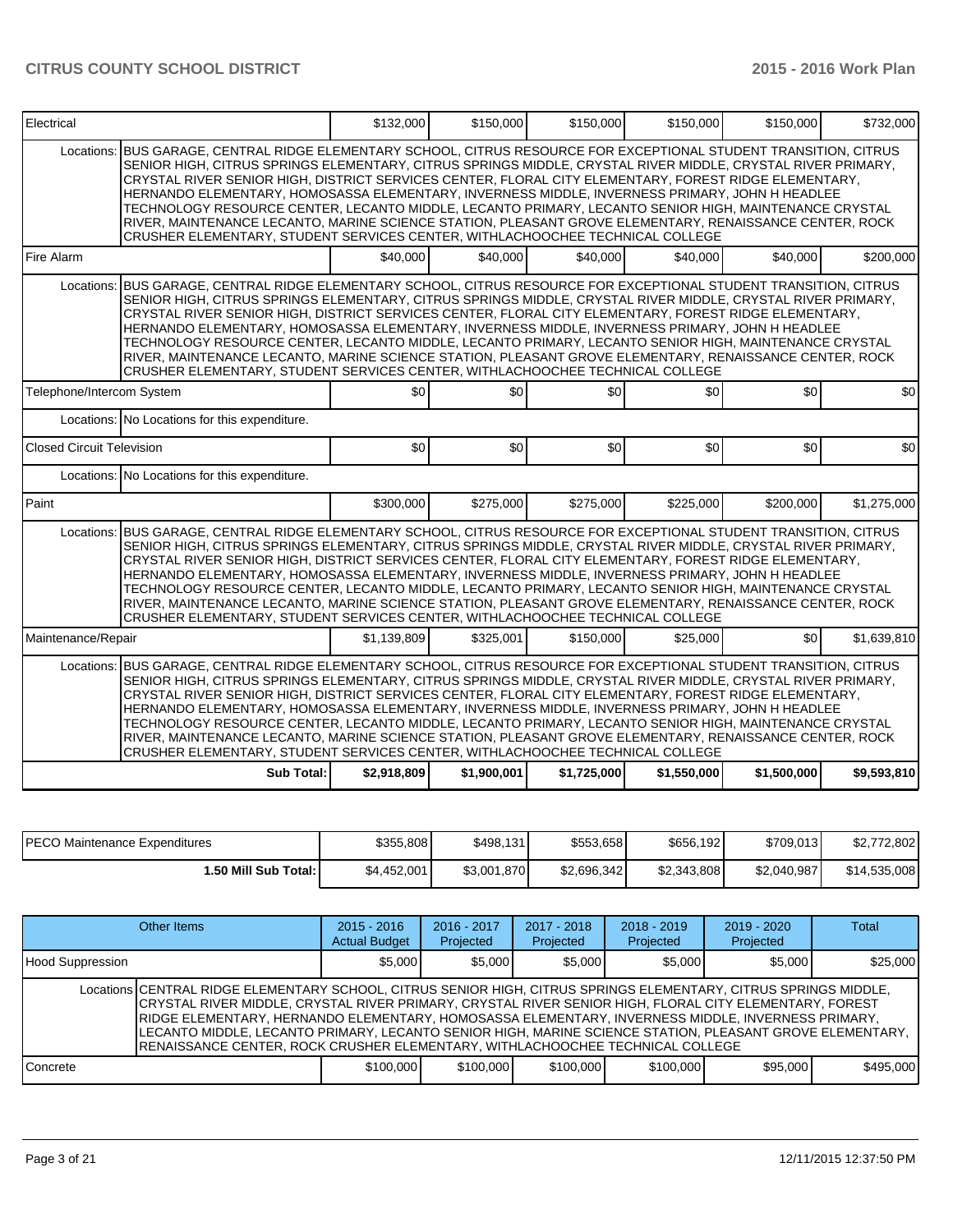| | | | | | | |
|---|---|---|---|---|---|---|
| Electrical | $132,000 | $150,000 | $150,000 | $150,000 | $150,000 | $732,000 |
| Locations: BUS GARAGE, CENTRAL RIDGE ELEMENTARY SCHOOL, CITRUS RESOURCE FOR EXCEPTIONAL STUDENT TRANSITION, CITRUS SENIOR HIGH, CITRUS SPRINGS ELEMENTARY, CITRUS SPRINGS MIDDLE, CRYSTAL RIVER MIDDLE, CRYSTAL RIVER PRIMARY, CRYSTAL RIVER SENIOR HIGH, DISTRICT SERVICES CENTER, FLORAL CITY ELEMENTARY, FOREST RIDGE ELEMENTARY, HERNANDO ELEMENTARY, HOMOSASSA ELEMENTARY, INVERNESS MIDDLE, INVERNESS PRIMARY, JOHN H HEADLEE TECHNOLOGY RESOURCE CENTER, LECANTO MIDDLE, LECANTO PRIMARY, LECANTO SENIOR HIGH, MAINTENANCE CRYSTAL RIVER, MAINTENANCE LECANTO, MARINE SCIENCE STATION, PLEASANT GROVE ELEMENTARY, RENAISSANCE CENTER, ROCK CRUSHER ELEMENTARY, STUDENT SERVICES CENTER, WITHLACHOOCHEE TECHNICAL COLLEGE | | | | | | |
| Fire Alarm | $40,000 | $40,000 | $40,000 | $40,000 | $40,000 | $200,000 |
| Locations: BUS GARAGE, CENTRAL RIDGE ELEMENTARY SCHOOL, CITRUS RESOURCE FOR EXCEPTIONAL STUDENT TRANSITION, CITRUS SENIOR HIGH, CITRUS SPRINGS ELEMENTARY, CITRUS SPRINGS MIDDLE, CRYSTAL RIVER MIDDLE, CRYSTAL RIVER PRIMARY, CRYSTAL RIVER SENIOR HIGH, DISTRICT SERVICES CENTER, FLORAL CITY ELEMENTARY, FOREST RIDGE ELEMENTARY, HERNANDO ELEMENTARY, HOMOSASSA ELEMENTARY, INVERNESS MIDDLE, INVERNESS PRIMARY, JOHN H HEADLEE TECHNOLOGY RESOURCE CENTER, LECANTO MIDDLE, LECANTO PRIMARY, LECANTO SENIOR HIGH, MAINTENANCE CRYSTAL RIVER, MAINTENANCE LECANTO, MARINE SCIENCE STATION, PLEASANT GROVE ELEMENTARY, RENAISSANCE CENTER, ROCK CRUSHER ELEMENTARY, STUDENT SERVICES CENTER, WITHLACHOOCHEE TECHNICAL COLLEGE | | | | | | |
| Telephone/Intercom System | $0 | $0 | $0 | $0 | $0 | $0 |
| Locations: No Locations for this expenditure. | | | | | | |
| Closed Circuit Television | $0 | $0 | $0 | $0 | $0 | $0 |
| Locations: No Locations for this expenditure. | | | | | | |
| Paint | $300,000 | $275,000 | $275,000 | $225,000 | $200,000 | $1,275,000 |
| Locations: BUS GARAGE, CENTRAL RIDGE ELEMENTARY SCHOOL, CITRUS RESOURCE FOR EXCEPTIONAL STUDENT TRANSITION, CITRUS SENIOR HIGH, CITRUS SPRINGS ELEMENTARY, CITRUS SPRINGS MIDDLE, CRYSTAL RIVER MIDDLE, CRYSTAL RIVER PRIMARY, CRYSTAL RIVER SENIOR HIGH, DISTRICT SERVICES CENTER, FLORAL CITY ELEMENTARY, FOREST RIDGE ELEMENTARY, HERNANDO ELEMENTARY, HOMOSASSA ELEMENTARY, INVERNESS MIDDLE, INVERNESS PRIMARY, JOHN H HEADLEE TECHNOLOGY RESOURCE CENTER, LECANTO MIDDLE, LECANTO PRIMARY, LECANTO SENIOR HIGH, MAINTENANCE CRYSTAL RIVER, MAINTENANCE LECANTO, MARINE SCIENCE STATION, PLEASANT GROVE ELEMENTARY, RENAISSANCE CENTER, ROCK CRUSHER ELEMENTARY, STUDENT SERVICES CENTER, WITHLACHOOCHEE TECHNICAL COLLEGE | | | | | | |
| Maintenance/Repair | $1,139,809 | $325,001 | $150,000 | $25,000 | $0 | $1,639,810 |
| Locations: BUS GARAGE, CENTRAL RIDGE ELEMENTARY SCHOOL, CITRUS RESOURCE FOR EXCEPTIONAL STUDENT TRANSITION, CITRUS SENIOR HIGH, CITRUS SPRINGS ELEMENTARY, CITRUS SPRINGS MIDDLE, CRYSTAL RIVER MIDDLE, CRYSTAL RIVER PRIMARY, CRYSTAL RIVER SENIOR HIGH, DISTRICT SERVICES CENTER, FLORAL CITY ELEMENTARY, FOREST RIDGE ELEMENTARY, HERNANDO ELEMENTARY, HOMOSASSA ELEMENTARY, INVERNESS MIDDLE, INVERNESS PRIMARY, JOHN H HEADLEE TECHNOLOGY RESOURCE CENTER, LECANTO MIDDLE, LECANTO PRIMARY, LECANTO SENIOR HIGH, MAINTENANCE CRYSTAL RIVER, MAINTENANCE LECANTO, MARINE SCIENCE STATION, PLEASANT GROVE ELEMENTARY, RENAISSANCE CENTER, ROCK CRUSHER ELEMENTARY, STUDENT SERVICES CENTER, WITHLACHOOCHEE TECHNICAL COLLEGE | | | | | | |
| **Sub Total:** | **$2,918,809** | **$1,900,001** | **$1,725,000** | **$1,550,000** | **$1,500,000** | **$9,593,810** |

| | | | | | | |
|---|---|---|---|---|---|---|
| PECO Maintenance Expenditures | $355,808 | $498,131 | $553,658 | $656,192 | $709,013 | $2,772,802 |
| **1.50 Mill Sub Total:** | $4,452,001 | $3,001,870 | $2,696,342 | $2,343,808 | $2,040,987 | $14,535,008 |

| Other Items | 2015 - 2016 Actual Budget | 2016 - 2017 Projected | 2017 - 2018 Projected | 2018 - 2019 Projected | 2019 - 2020 Projected | Total |
|---|---|---|---|---|---|---|
| Hood Suppression | $5,000 | $5,000 | $5,000 | $5,000 | $5,000 | $25,000 |
| Locations CENTRAL RIDGE ELEMENTARY SCHOOL, CITRUS SENIOR HIGH, CITRUS SPRINGS ELEMENTARY, CITRUS SPRINGS MIDDLE, CRYSTAL RIVER MIDDLE, CRYSTAL RIVER PRIMARY, CRYSTAL RIVER SENIOR HIGH, FLORAL CITY ELEMENTARY, FOREST RIDGE ELEMENTARY, HERNANDO ELEMENTARY, HOMOSASSA ELEMENTARY, INVERNESS MIDDLE, INVERNESS PRIMARY, LECANTO MIDDLE, LECANTO PRIMARY, LECANTO SENIOR HIGH, MARINE SCIENCE STATION, PLEASANT GROVE ELEMENTARY, RENAISSANCE CENTER, ROCK CRUSHER ELEMENTARY, WITHLACHOOCHEE TECHNICAL COLLEGE | | | | | | |
| Concrete | $100,000 | $100,000 | $100,000 | $100,000 | $95,000 | $495,000 |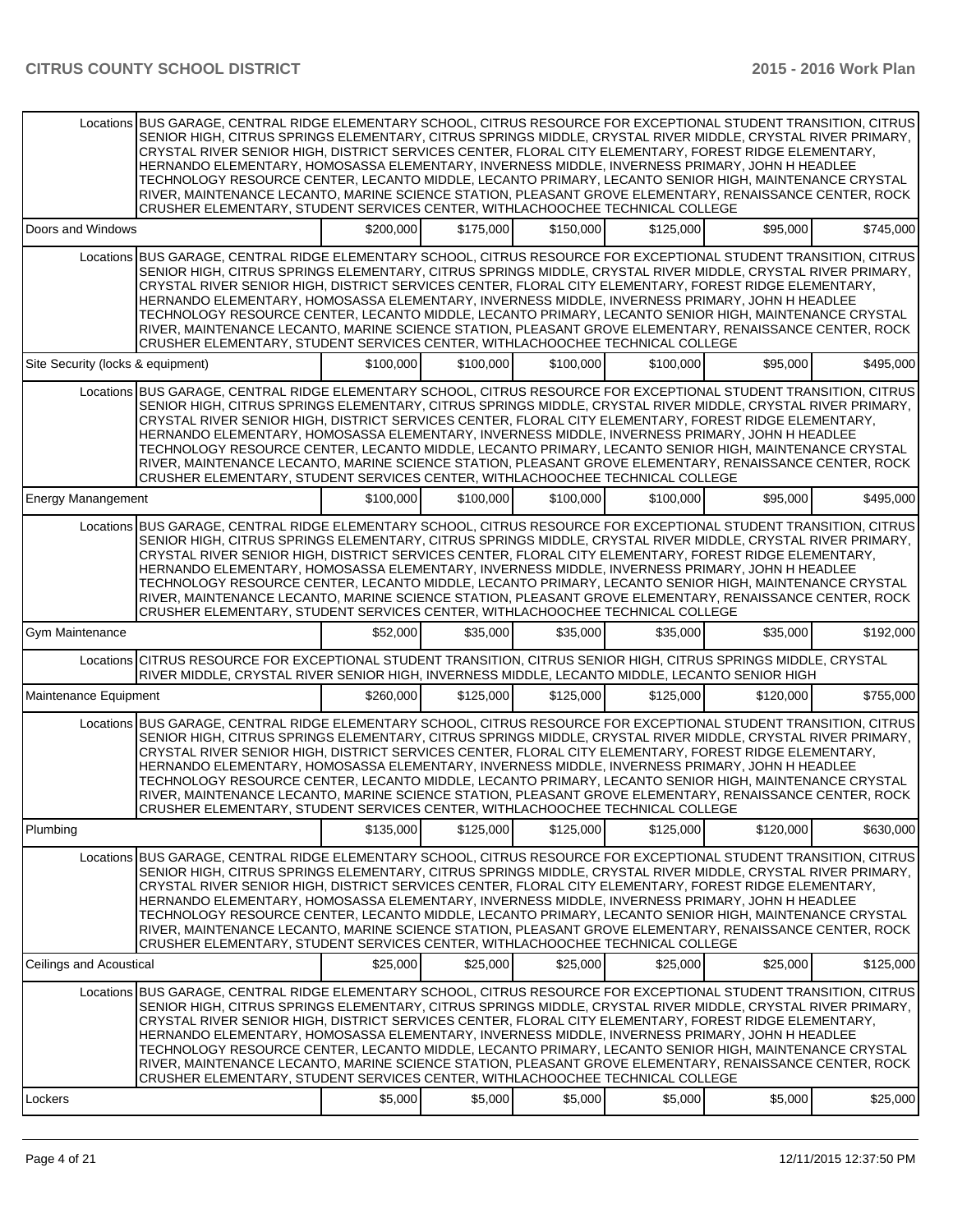| | | | | | | |
|---|---|---|---|---|---|---|
| Locations | BUS GARAGE, CENTRAL RIDGE ELEMENTARY SCHOOL, CITRUS RESOURCE FOR EXCEPTIONAL STUDENT TRANSITION, CITRUS SENIOR HIGH, CITRUS SPRINGS ELEMENTARY, CITRUS SPRINGS MIDDLE, CRYSTAL RIVER MIDDLE, CRYSTAL RIVER PRIMARY, CRYSTAL RIVER SENIOR HIGH, DISTRICT SERVICES CENTER, FLORAL CITY ELEMENTARY, FOREST RIDGE ELEMENTARY, HERNANDO ELEMENTARY, HOMOSASSA ELEMENTARY, INVERNESS MIDDLE, INVERNESS PRIMARY, JOHN H HEADLEE TECHNOLOGY RESOURCE CENTER, LECANTO MIDDLE, LECANTO PRIMARY, LECANTO SENIOR HIGH, MAINTENANCE CRYSTAL RIVER, MAINTENANCE LECANTO, MARINE SCIENCE STATION, PLEASANT GROVE ELEMENTARY, RENAISSANCE CENTER, ROCK CRUSHER ELEMENTARY, STUDENT SERVICES CENTER, WITHLACHOOCHEE TECHNICAL COLLEGE | | | | | |
| Doors and Windows | $200,000 | $175,000 | $150,000 | $125,000 | $95,000 | $745,000 |
| Locations | BUS GARAGE, CENTRAL RIDGE ELEMENTARY SCHOOL, CITRUS RESOURCE FOR EXCEPTIONAL STUDENT TRANSITION, CITRUS SENIOR HIGH, CITRUS SPRINGS ELEMENTARY, CITRUS SPRINGS MIDDLE, CRYSTAL RIVER MIDDLE, CRYSTAL RIVER PRIMARY, CRYSTAL RIVER SENIOR HIGH, DISTRICT SERVICES CENTER, FLORAL CITY ELEMENTARY, FOREST RIDGE ELEMENTARY, HERNANDO ELEMENTARY, HOMOSASSA ELEMENTARY, INVERNESS MIDDLE, INVERNESS PRIMARY, JOHN H HEADLEE TECHNOLOGY RESOURCE CENTER, LECANTO MIDDLE, LECANTO PRIMARY, LECANTO SENIOR HIGH, MAINTENANCE CRYSTAL RIVER, MAINTENANCE LECANTO, MARINE SCIENCE STATION, PLEASANT GROVE ELEMENTARY, RENAISSANCE CENTER, ROCK CRUSHER ELEMENTARY, STUDENT SERVICES CENTER, WITHLACHOOCHEE TECHNICAL COLLEGE | | | | | |
| Site Security (locks & equipment) | $100,000 | $100,000 | $100,000 | $100,000 | $95,000 | $495,000 |
| Locations | BUS GARAGE, CENTRAL RIDGE ELEMENTARY SCHOOL, CITRUS RESOURCE FOR EXCEPTIONAL STUDENT TRANSITION, CITRUS SENIOR HIGH, CITRUS SPRINGS ELEMENTARY, CITRUS SPRINGS MIDDLE, CRYSTAL RIVER MIDDLE, CRYSTAL RIVER PRIMARY, CRYSTAL RIVER SENIOR HIGH, DISTRICT SERVICES CENTER, FLORAL CITY ELEMENTARY, FOREST RIDGE ELEMENTARY, HERNANDO ELEMENTARY, HOMOSASSA ELEMENTARY, INVERNESS MIDDLE, INVERNESS PRIMARY, JOHN H HEADLEE TECHNOLOGY RESOURCE CENTER, LECANTO MIDDLE, LECANTO PRIMARY, LECANTO SENIOR HIGH, MAINTENANCE CRYSTAL RIVER, MAINTENANCE LECANTO, MARINE SCIENCE STATION, PLEASANT GROVE ELEMENTARY, RENAISSANCE CENTER, ROCK CRUSHER ELEMENTARY, STUDENT SERVICES CENTER, WITHLACHOOCHEE TECHNICAL COLLEGE | | | | | |
| Energy Manangement | $100,000 | $100,000 | $100,000 | $100,000 | $95,000 | $495,000 |
| Locations | BUS GARAGE, CENTRAL RIDGE ELEMENTARY SCHOOL, CITRUS RESOURCE FOR EXCEPTIONAL STUDENT TRANSITION, CITRUS SENIOR HIGH, CITRUS SPRINGS ELEMENTARY, CITRUS SPRINGS MIDDLE, CRYSTAL RIVER MIDDLE, CRYSTAL RIVER PRIMARY, CRYSTAL RIVER SENIOR HIGH, DISTRICT SERVICES CENTER, FLORAL CITY ELEMENTARY, FOREST RIDGE ELEMENTARY, HERNANDO ELEMENTARY, HOMOSASSA ELEMENTARY, INVERNESS MIDDLE, INVERNESS PRIMARY, JOHN H HEADLEE TECHNOLOGY RESOURCE CENTER, LECANTO MIDDLE, LECANTO PRIMARY, LECANTO SENIOR HIGH, MAINTENANCE CRYSTAL RIVER, MAINTENANCE LECANTO, MARINE SCIENCE STATION, PLEASANT GROVE ELEMENTARY, RENAISSANCE CENTER, ROCK CRUSHER ELEMENTARY, STUDENT SERVICES CENTER, WITHLACHOOCHEE TECHNICAL COLLEGE | | | | | |
| Gym Maintenance | $52,000 | $35,000 | $35,000 | $35,000 | $35,000 | $192,000 |
| Locations | CITRUS RESOURCE FOR EXCEPTIONAL STUDENT TRANSITION, CITRUS SENIOR HIGH, CITRUS SPRINGS MIDDLE, CRYSTAL RIVER MIDDLE, CRYSTAL RIVER SENIOR HIGH, INVERNESS MIDDLE, LECANTO MIDDLE, LECANTO SENIOR HIGH | | | | | |
| Maintenance Equipment | $260,000 | $125,000 | $125,000 | $125,000 | $120,000 | $755,000 |
| Locations | BUS GARAGE, CENTRAL RIDGE ELEMENTARY SCHOOL, CITRUS RESOURCE FOR EXCEPTIONAL STUDENT TRANSITION, CITRUS SENIOR HIGH, CITRUS SPRINGS ELEMENTARY, CITRUS SPRINGS MIDDLE, CRYSTAL RIVER MIDDLE, CRYSTAL RIVER PRIMARY, CRYSTAL RIVER SENIOR HIGH, DISTRICT SERVICES CENTER, FLORAL CITY ELEMENTARY, FOREST RIDGE ELEMENTARY, HERNANDO ELEMENTARY, HOMOSASSA ELEMENTARY, INVERNESS MIDDLE, INVERNESS PRIMARY, JOHN H HEADLEE TECHNOLOGY RESOURCE CENTER, LECANTO MIDDLE, LECANTO PRIMARY, LECANTO SENIOR HIGH, MAINTENANCE CRYSTAL RIVER, MAINTENANCE LECANTO, MARINE SCIENCE STATION, PLEASANT GROVE ELEMENTARY, RENAISSANCE CENTER, ROCK CRUSHER ELEMENTARY, STUDENT SERVICES CENTER, WITHLACHOOCHEE TECHNICAL COLLEGE | | | | | |
| Plumbing | $135,000 | $125,000 | $125,000 | $125,000 | $120,000 | $630,000 |
| Locations | BUS GARAGE, CENTRAL RIDGE ELEMENTARY SCHOOL, CITRUS RESOURCE FOR EXCEPTIONAL STUDENT TRANSITION, CITRUS SENIOR HIGH, CITRUS SPRINGS ELEMENTARY, CITRUS SPRINGS MIDDLE, CRYSTAL RIVER MIDDLE, CRYSTAL RIVER PRIMARY, CRYSTAL RIVER SENIOR HIGH, DISTRICT SERVICES CENTER, FLORAL CITY ELEMENTARY, FOREST RIDGE ELEMENTARY, HERNANDO ELEMENTARY, HOMOSASSA ELEMENTARY, INVERNESS MIDDLE, INVERNESS PRIMARY, JOHN H HEADLEE TECHNOLOGY RESOURCE CENTER, LECANTO MIDDLE, LECANTO PRIMARY, LECANTO SENIOR HIGH, MAINTENANCE CRYSTAL RIVER, MAINTENANCE LECANTO, MARINE SCIENCE STATION, PLEASANT GROVE ELEMENTARY, RENAISSANCE CENTER, ROCK CRUSHER ELEMENTARY, STUDENT SERVICES CENTER, WITHLACHOOCHEE TECHNICAL COLLEGE | | | | | |
| Ceilings and Acoustical | $25,000 | $25,000 | $25,000 | $25,000 | $25,000 | $125,000 |
| Locations | BUS GARAGE, CENTRAL RIDGE ELEMENTARY SCHOOL, CITRUS RESOURCE FOR EXCEPTIONAL STUDENT TRANSITION, CITRUS SENIOR HIGH, CITRUS SPRINGS ELEMENTARY, CITRUS SPRINGS MIDDLE, CRYSTAL RIVER MIDDLE, CRYSTAL RIVER PRIMARY, CRYSTAL RIVER SENIOR HIGH, DISTRICT SERVICES CENTER, FLORAL CITY ELEMENTARY, FOREST RIDGE ELEMENTARY, HERNANDO ELEMENTARY, HOMOSASSA ELEMENTARY, INVERNESS MIDDLE, INVERNESS PRIMARY, JOHN H HEADLEE TECHNOLOGY RESOURCE CENTER, LECANTO MIDDLE, LECANTO PRIMARY, LECANTO SENIOR HIGH, MAINTENANCE CRYSTAL RIVER, MAINTENANCE LECANTO, MARINE SCIENCE STATION, PLEASANT GROVE ELEMENTARY, RENAISSANCE CENTER, ROCK CRUSHER ELEMENTARY, STUDENT SERVICES CENTER, WITHLACHOOCHEE TECHNICAL COLLEGE | | | | | |
| Lockers | $5,000 | $5,000 | $5,000 | $5,000 | $5,000 | $25,000 |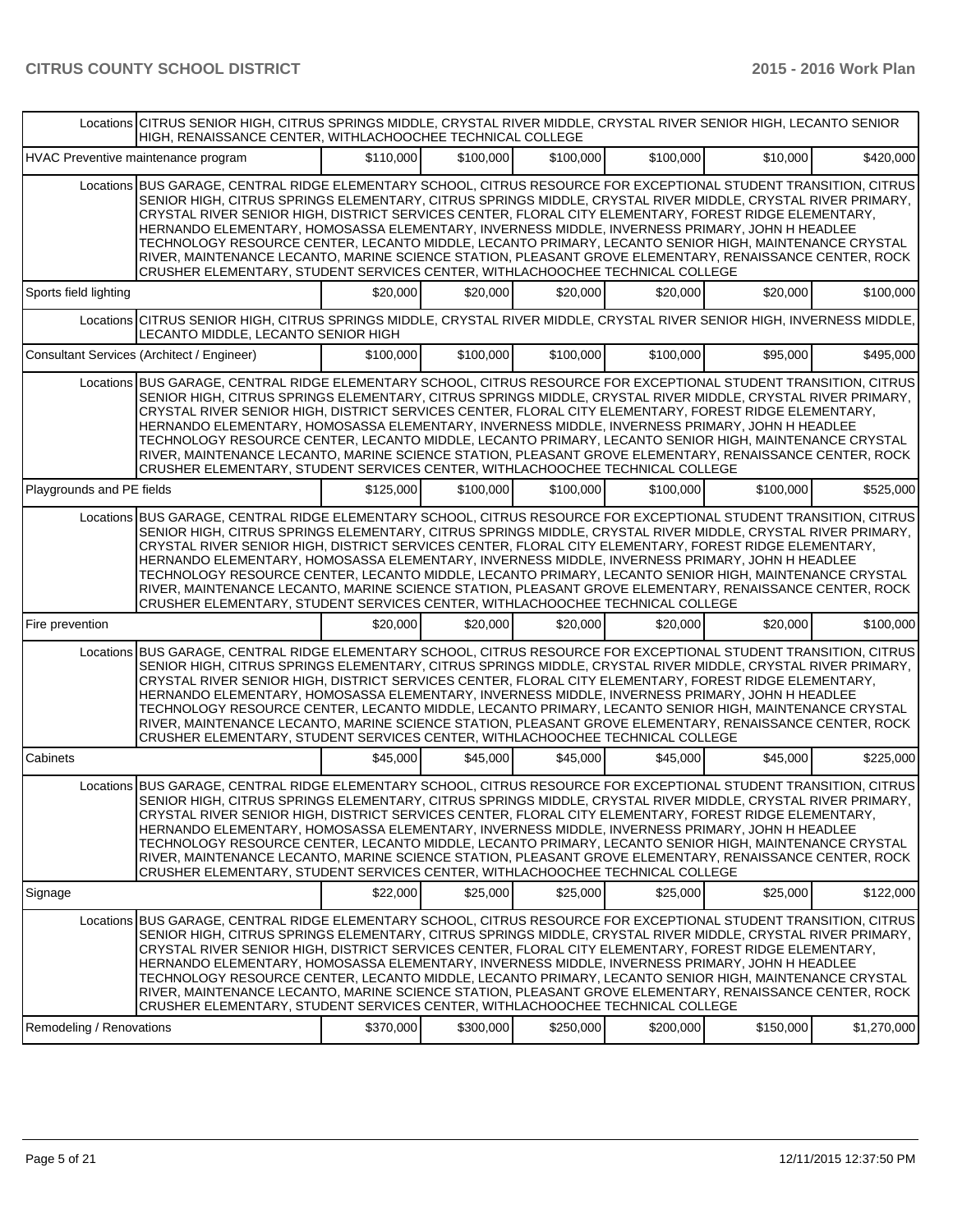| | | | | | | |
|---|---|---|---|---|---|---|
| Locations | CITRUS SENIOR HIGH, CITRUS SPRINGS MIDDLE, CRYSTAL RIVER MIDDLE, CRYSTAL RIVER SENIOR HIGH, LECANTO SENIOR HIGH, RENAISSANCE CENTER, WITHLACHOOCHEE TECHNICAL COLLEGE | | | | | |
| HVAC Preventive maintenance program | $110,000 | $100,000 | $100,000 | $100,000 | $10,000 | $420,000 |
| Locations | BUS GARAGE, CENTRAL RIDGE ELEMENTARY SCHOOL, CITRUS RESOURCE FOR EXCEPTIONAL STUDENT TRANSITION, CITRUS SENIOR HIGH, CITRUS SPRINGS ELEMENTARY, CITRUS SPRINGS MIDDLE, CRYSTAL RIVER MIDDLE, CRYSTAL RIVER PRIMARY, CRYSTAL RIVER SENIOR HIGH, DISTRICT SERVICES CENTER, FLORAL CITY ELEMENTARY, FOREST RIDGE ELEMENTARY, HERNANDO ELEMENTARY, HOMOSASSA ELEMENTARY, INVERNESS MIDDLE, INVERNESS PRIMARY, JOHN H HEADLEE TECHNOLOGY RESOURCE CENTER, LECANTO MIDDLE, LECANTO PRIMARY, LECANTO SENIOR HIGH, MAINTENANCE CRYSTAL RIVER, MAINTENANCE LECANTO, MARINE SCIENCE STATION, PLEASANT GROVE ELEMENTARY, RENAISSANCE CENTER, ROCK CRUSHER ELEMENTARY, STUDENT SERVICES CENTER, WITHLACHOOCHEE TECHNICAL COLLEGE | | | | | |
| Sports field lighting | $20,000 | $20,000 | $20,000 | $20,000 | $20,000 | $100,000 |
| Locations | CITRUS SENIOR HIGH, CITRUS SPRINGS MIDDLE, CRYSTAL RIVER MIDDLE, CRYSTAL RIVER SENIOR HIGH, INVERNESS MIDDLE, LECANTO MIDDLE, LECANTO SENIOR HIGH | | | | | |
| Consultant Services (Architect / Engineer) | $100,000 | $100,000 | $100,000 | $100,000 | $95,000 | $495,000 |
| Locations | BUS GARAGE, CENTRAL RIDGE ELEMENTARY SCHOOL, CITRUS RESOURCE FOR EXCEPTIONAL STUDENT TRANSITION, CITRUS SENIOR HIGH, CITRUS SPRINGS ELEMENTARY, CITRUS SPRINGS MIDDLE, CRYSTAL RIVER MIDDLE, CRYSTAL RIVER PRIMARY, CRYSTAL RIVER SENIOR HIGH, DISTRICT SERVICES CENTER, FLORAL CITY ELEMENTARY, FOREST RIDGE ELEMENTARY, HERNANDO ELEMENTARY, HOMOSASSA ELEMENTARY, INVERNESS MIDDLE, INVERNESS PRIMARY, JOHN H HEADLEE TECHNOLOGY RESOURCE CENTER, LECANTO MIDDLE, LECANTO PRIMARY, LECANTO SENIOR HIGH, MAINTENANCE CRYSTAL RIVER, MAINTENANCE LECANTO, MARINE SCIENCE STATION, PLEASANT GROVE ELEMENTARY, RENAISSANCE CENTER, ROCK CRUSHER ELEMENTARY, STUDENT SERVICES CENTER, WITHLACHOOCHEE TECHNICAL COLLEGE | | | | | |
| Playgrounds and PE fields | $125,000 | $100,000 | $100,000 | $100,000 | $100,000 | $525,000 |
| Locations | BUS GARAGE, CENTRAL RIDGE ELEMENTARY SCHOOL, CITRUS RESOURCE FOR EXCEPTIONAL STUDENT TRANSITION, CITRUS SENIOR HIGH, CITRUS SPRINGS ELEMENTARY, CITRUS SPRINGS MIDDLE, CRYSTAL RIVER MIDDLE, CRYSTAL RIVER PRIMARY, CRYSTAL RIVER SENIOR HIGH, DISTRICT SERVICES CENTER, FLORAL CITY ELEMENTARY, FOREST RIDGE ELEMENTARY, HERNANDO ELEMENTARY, HOMOSASSA ELEMENTARY, INVERNESS MIDDLE, INVERNESS PRIMARY, JOHN H HEADLEE TECHNOLOGY RESOURCE CENTER, LECANTO MIDDLE, LECANTO PRIMARY, LECANTO SENIOR HIGH, MAINTENANCE CRYSTAL RIVER, MAINTENANCE LECANTO, MARINE SCIENCE STATION, PLEASANT GROVE ELEMENTARY, RENAISSANCE CENTER, ROCK CRUSHER ELEMENTARY, STUDENT SERVICES CENTER, WITHLACHOOCHEE TECHNICAL COLLEGE | | | | | |
| Fire prevention | $20,000 | $20,000 | $20,000 | $20,000 | $20,000 | $100,000 |
| Locations | BUS GARAGE, CENTRAL RIDGE ELEMENTARY SCHOOL, CITRUS RESOURCE FOR EXCEPTIONAL STUDENT TRANSITION, CITRUS SENIOR HIGH, CITRUS SPRINGS ELEMENTARY, CITRUS SPRINGS MIDDLE, CRYSTAL RIVER MIDDLE, CRYSTAL RIVER PRIMARY, CRYSTAL RIVER SENIOR HIGH, DISTRICT SERVICES CENTER, FLORAL CITY ELEMENTARY, FOREST RIDGE ELEMENTARY, HERNANDO ELEMENTARY, HOMOSASSA ELEMENTARY, INVERNESS MIDDLE, INVERNESS PRIMARY, JOHN H HEADLEE TECHNOLOGY RESOURCE CENTER, LECANTO MIDDLE, LECANTO PRIMARY, LECANTO SENIOR HIGH, MAINTENANCE CRYSTAL RIVER, MAINTENANCE LECANTO, MARINE SCIENCE STATION, PLEASANT GROVE ELEMENTARY, RENAISSANCE CENTER, ROCK CRUSHER ELEMENTARY, STUDENT SERVICES CENTER, WITHLACHOOCHEE TECHNICAL COLLEGE | | | | | |
| Cabinets | $45,000 | $45,000 | $45,000 | $45,000 | $45,000 | $225,000 |
| Locations | BUS GARAGE, CENTRAL RIDGE ELEMENTARY SCHOOL, CITRUS RESOURCE FOR EXCEPTIONAL STUDENT TRANSITION, CITRUS SENIOR HIGH, CITRUS SPRINGS ELEMENTARY, CITRUS SPRINGS MIDDLE, CRYSTAL RIVER MIDDLE, CRYSTAL RIVER PRIMARY, CRYSTAL RIVER SENIOR HIGH, DISTRICT SERVICES CENTER, FLORAL CITY ELEMENTARY, FOREST RIDGE ELEMENTARY, HERNANDO ELEMENTARY, HOMOSASSA ELEMENTARY, INVERNESS MIDDLE, INVERNESS PRIMARY, JOHN H HEADLEE TECHNOLOGY RESOURCE CENTER, LECANTO MIDDLE, LECANTO PRIMARY, LECANTO SENIOR HIGH, MAINTENANCE CRYSTAL RIVER, MAINTENANCE LECANTO, MARINE SCIENCE STATION, PLEASANT GROVE ELEMENTARY, RENAISSANCE CENTER, ROCK CRUSHER ELEMENTARY, STUDENT SERVICES CENTER, WITHLACHOOCHEE TECHNICAL COLLEGE | | | | | |
| Signage | $22,000 | $25,000 | $25,000 | $25,000 | $25,000 | $122,000 |
| Locations | BUS GARAGE, CENTRAL RIDGE ELEMENTARY SCHOOL, CITRUS RESOURCE FOR EXCEPTIONAL STUDENT TRANSITION, CITRUS SENIOR HIGH, CITRUS SPRINGS ELEMENTARY, CITRUS SPRINGS MIDDLE, CRYSTAL RIVER MIDDLE, CRYSTAL RIVER PRIMARY, CRYSTAL RIVER SENIOR HIGH, DISTRICT SERVICES CENTER, FLORAL CITY ELEMENTARY, FOREST RIDGE ELEMENTARY, HERNANDO ELEMENTARY, HOMOSASSA ELEMENTARY, INVERNESS MIDDLE, INVERNESS PRIMARY, JOHN H HEADLEE TECHNOLOGY RESOURCE CENTER, LECANTO MIDDLE, LECANTO PRIMARY, LECANTO SENIOR HIGH, MAINTENANCE CRYSTAL RIVER, MAINTENANCE LECANTO, MARINE SCIENCE STATION, PLEASANT GROVE ELEMENTARY, RENAISSANCE CENTER, ROCK CRUSHER ELEMENTARY, STUDENT SERVICES CENTER, WITHLACHOOCHEE TECHNICAL COLLEGE | | | | | |
| Remodeling / Renovations | $370,000 | $300,000 | $250,000 | $200,000 | $150,000 | $1,270,000 |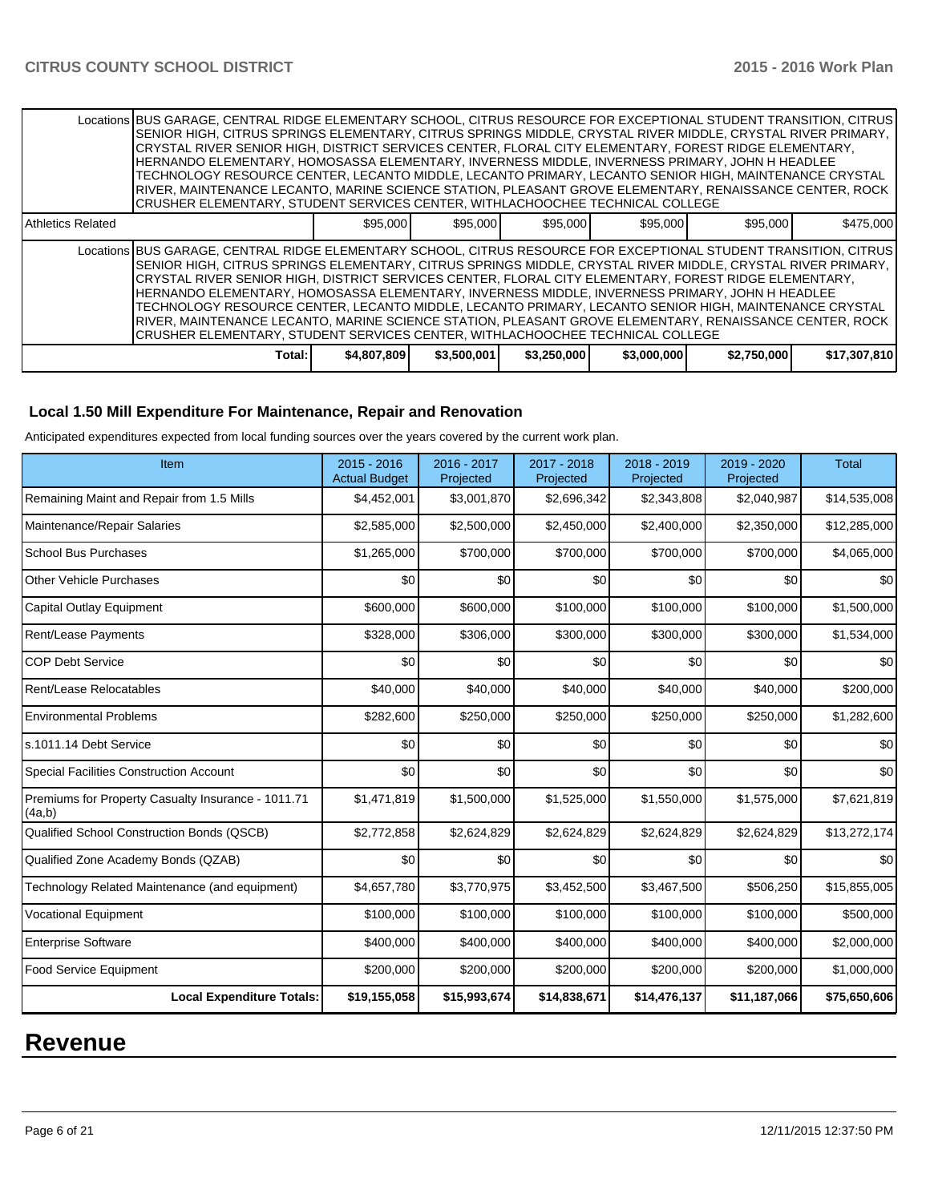| | | | | | | |
|---|---|---|---|---|---|---|
| Locations | BUS GARAGE, CENTRAL RIDGE ELEMENTARY SCHOOL, CITRUS RESOURCE FOR EXCEPTIONAL STUDENT TRANSITION, CITRUS SENIOR HIGH, CITRUS SPRINGS ELEMENTARY, CITRUS SPRINGS MIDDLE, CRYSTAL RIVER MIDDLE, CRYSTAL RIVER PRIMARY, CRYSTAL RIVER SENIOR HIGH, DISTRICT SERVICES CENTER, FLORAL CITY ELEMENTARY, FOREST RIDGE ELEMENTARY, HERNANDO ELEMENTARY, HOMOSASSA ELEMENTARY, INVERNESS MIDDLE, INVERNESS PRIMARY, JOHN H HEADLEE TECHNOLOGY RESOURCE CENTER, LECANTO MIDDLE, LECANTO PRIMARY, LECANTO SENIOR HIGH, MAINTENANCE CRYSTAL RIVER, MAINTENANCE LECANTO, MARINE SCIENCE STATION, PLEASANT GROVE ELEMENTARY, RENAISSANCE CENTER, ROCK CRUSHER ELEMENTARY, STUDENT SERVICES CENTER, WITHLACHOOCHEE TECHNICAL COLLEGE | | | | | |
| Athletics Related | $95,000 | $95,000 | $95,000 | $95,000 | $95,000 | $475,000 |
| Locations | BUS GARAGE, CENTRAL RIDGE ELEMENTARY SCHOOL, CITRUS RESOURCE FOR EXCEPTIONAL STUDENT TRANSITION, CITRUS SENIOR HIGH, CITRUS SPRINGS ELEMENTARY, CITRUS SPRINGS MIDDLE, CRYSTAL RIVER MIDDLE, CRYSTAL RIVER PRIMARY, CRYSTAL RIVER SENIOR HIGH, DISTRICT SERVICES CENTER, FLORAL CITY ELEMENTARY, FOREST RIDGE ELEMENTARY, HERNANDO ELEMENTARY, HOMOSASSA ELEMENTARY, INVERNESS MIDDLE, INVERNESS PRIMARY, JOHN H HEADLEE TECHNOLOGY RESOURCE CENTER, LECANTO MIDDLE, LECANTO PRIMARY, LECANTO SENIOR HIGH, MAINTENANCE CRYSTAL RIVER, MAINTENANCE LECANTO, MARINE SCIENCE STATION, PLEASANT GROVE ELEMENTARY, RENAISSANCE CENTER, ROCK CRUSHER ELEMENTARY, STUDENT SERVICES CENTER, WITHLACHOOCHEE TECHNICAL COLLEGE | | | | | |
| Total: | $4,807,809 | $3,500,001 | $3,250,000 | $3,000,000 | $2,750,000 | $17,307,810 |

### Local 1.50 Mill Expenditure For Maintenance, Repair and Renovation

Anticipated expenditures expected from local funding sources over the years covered by the current work plan.

| Item | 2015 - 2016 Actual Budget | 2016 - 2017 Projected | 2017 - 2018 Projected | 2018 - 2019 Projected | 2019 - 2020 Projected | Total |
|---|---|---|---|---|---|---|
| Remaining Maint and Repair from 1.5 Mills | $4,452,001 | $3,001,870 | $2,696,342 | $2,343,808 | $2,040,987 | $14,535,008 |
| Maintenance/Repair Salaries | $2,585,000 | $2,500,000 | $2,450,000 | $2,400,000 | $2,350,000 | $12,285,000 |
| School Bus Purchases | $1,265,000 | $700,000 | $700,000 | $700,000 | $700,000 | $4,065,000 |
| Other Vehicle Purchases | $0 | $0 | $0 | $0 | $0 | $0 |
| Capital Outlay Equipment | $600,000 | $600,000 | $100,000 | $100,000 | $100,000 | $1,500,000 |
| Rent/Lease Payments | $328,000 | $306,000 | $300,000 | $300,000 | $300,000 | $1,534,000 |
| COP Debt Service | $0 | $0 | $0 | $0 | $0 | $0 |
| Rent/Lease Relocatables | $40,000 | $40,000 | $40,000 | $40,000 | $40,000 | $200,000 |
| Environmental Problems | $282,600 | $250,000 | $250,000 | $250,000 | $250,000 | $1,282,600 |
| s.1011.14 Debt Service | $0 | $0 | $0 | $0 | $0 | $0 |
| Special Facilities Construction Account | $0 | $0 | $0 | $0 | $0 | $0 |
| Premiums for Property Casualty Insurance - 1011.71 (4a,b) | $1,471,819 | $1,500,000 | $1,525,000 | $1,550,000 | $1,575,000 | $7,621,819 |
| Qualified School Construction Bonds (QSCB) | $2,772,858 | $2,624,829 | $2,624,829 | $2,624,829 | $2,624,829 | $13,272,174 |
| Qualified Zone Academy Bonds (QZAB) | $0 | $0 | $0 | $0 | $0 | $0 |
| Technology Related Maintenance (and equipment) | $4,657,780 | $3,770,975 | $3,452,500 | $3,467,500 | $506,250 | $15,855,005 |
| Vocational Equipment | $100,000 | $100,000 | $100,000 | $100,000 | $100,000 | $500,000 |
| Enterprise Software | $400,000 | $400,000 | $400,000 | $400,000 | $400,000 | $2,000,000 |
| Food Service Equipment | $200,000 | $200,000 | $200,000 | $200,000 | $200,000 | $1,000,000 |
| **Local Expenditure Totals:** | **$19,155,058** | **$15,993,674** | **$14,838,671** | **$14,476,137** | **$11,187,066** | **$75,650,606** |

# Revenue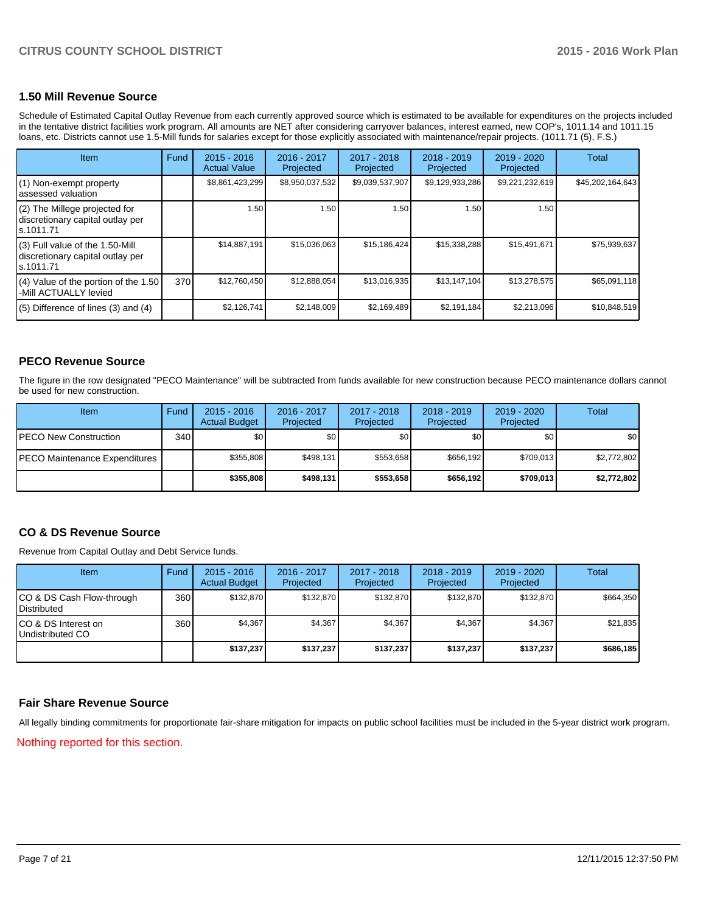## 1.50 Mill Revenue Source

Schedule of Estimated Capital Outlay Revenue from each currently approved source which is estimated to be available for expenditures on the projects included in the tentative district facilities work program. All amounts are NET after considering carryover balances, interest earned, new COP's, 1011.14 and 1011.15 loans, etc. Districts cannot use 1.5-Mill funds for salaries except for those explicitly associated with maintenance/repair projects. (1011.71 (5), F.S.)

| Item | Fund | 2015 - 2016 Actual Value | 2016 - 2017 Projected | 2017 - 2018 Projected | 2018 - 2019 Projected | 2019 - 2020 Projected | Total |
|---|---|---|---|---|---|---|---|
| (1) Non-exempt property assessed valuation | | $8,861,423,299 | $8,950,037,532 | $9,039,537,907 | $9,129,933,286 | $9,221,232,619 | $45,202,164,643 |
| (2) The Millege projected for discretionary capital outlay per s.1011.71 | | 1.50 | 1.50 | 1.50 | 1.50 | 1.50 | |
| (3) Full value of the 1.50-Mill discretionary capital outlay per s.1011.71 | | $14,887,191 | $15,036,063 | $15,186,424 | $15,338,288 | $15,491,671 | $75,939,637 |
| (4) Value of the portion of the 1.50 -Mill ACTUALLY levied | 370 | $12,760,450 | $12,888,054 | $13,016,935 | $13,147,104 | $13,278,575 | $65,091,118 |
| (5) Difference of lines (3) and (4) | | $2,126,741 | $2,148,009 | $2,169,489 | $2,191,184 | $2,213,096 | $10,848,519 |

## PECO Revenue Source

The figure in the row designated "PECO Maintenance" will be subtracted from funds available for new construction because PECO maintenance dollars cannot be used for new construction.

| Item | Fund | 2015 - 2016 Actual Budget | 2016 - 2017 Projected | 2017 - 2018 Projected | 2018 - 2019 Projected | 2019 - 2020 Projected | Total |
|---|---|---|---|---|---|---|---|
| PECO New Construction | 340 | $0 | $0 | $0 | $0 | $0 | $0 |
| PECO Maintenance Expenditures | | $355,808 | $498,131 | $553,658 | $656,192 | $709,013 | $2,772,802 |
| | | **$355,808** | **$498,131** | **$553,658** | **$656,192** | **$709,013** | **$2,772,802** |

## CO & DS Revenue Source

Revenue from Capital Outlay and Debt Service funds.

| Item | Fund | 2015 - 2016 Actual Budget | 2016 - 2017 Projected | 2017 - 2018 Projected | 2018 - 2019 Projected | 2019 - 2020 Projected | Total |
|---|---|---|---|---|---|---|---|
| CO & DS Cash Flow-through Distributed | 360 | $132,870 | $132,870 | $132,870 | $132,870 | $132,870 | $664,350 |
| CO & DS Interest on Undistributed CO | 360 | $4,367 | $4,367 | $4,367 | $4,367 | $4,367 | $21,835 |
| | | **$137,237** | **$137,237** | **$137,237** | **$137,237** | **$137,237** | **$686,185** |

## Fair Share Revenue Source

All legally binding commitments for proportionate fair-share mitigation for impacts on public school facilities must be included in the 5-year district work program.

Nothing reported for this section.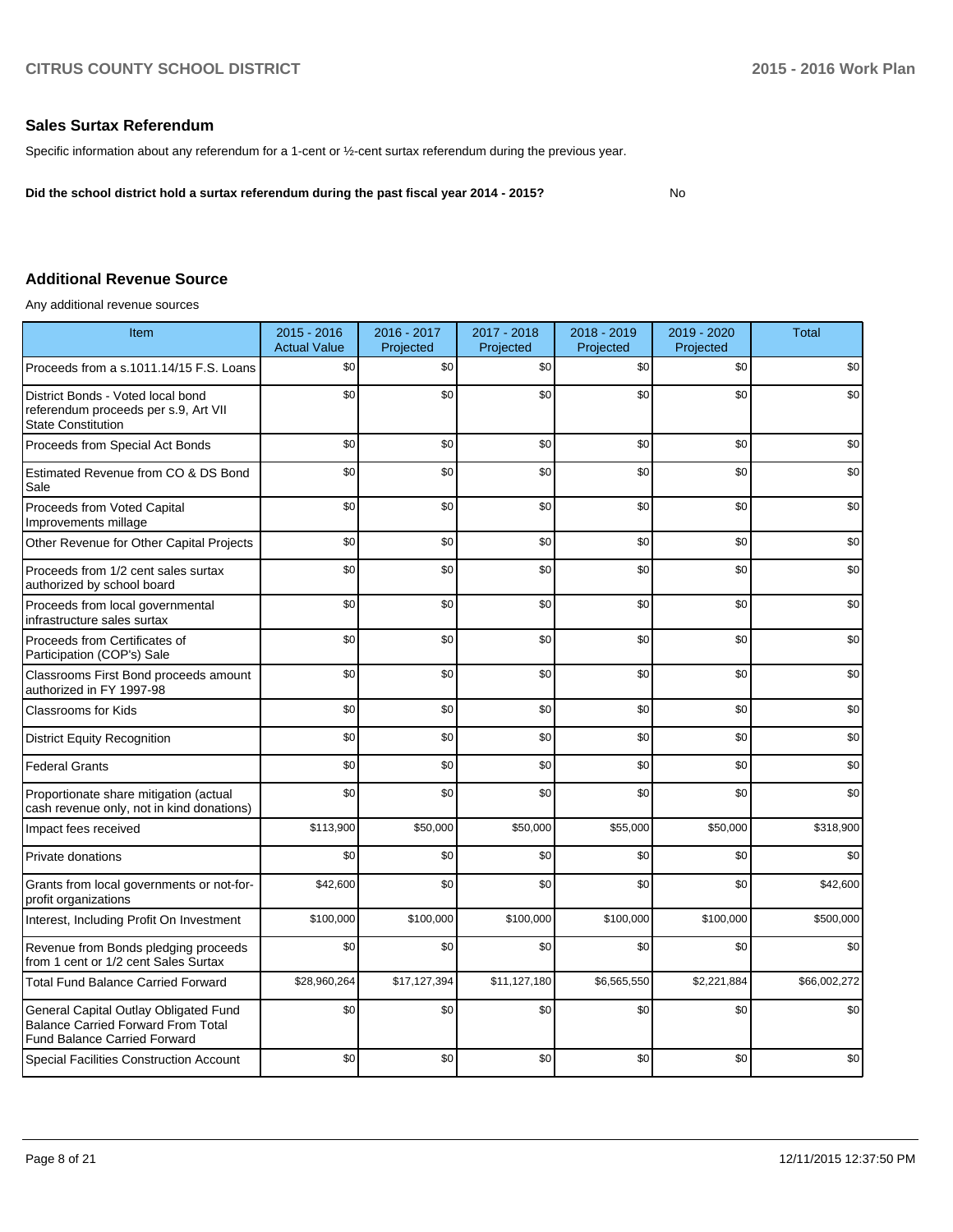## Sales Surtax Referendum

Specific information about any referendum for a 1-cent or ½-cent surtax referendum during the previous year.

**Did the school district hold a surtax referendum during the past fiscal year 2014 - 2015?** No

## Additional Revenue Source

Any additional revenue sources

| Item | 2015 - 2016 Actual Value | 2016 - 2017 Projected | 2017 - 2018 Projected | 2018 - 2019 Projected | 2019 - 2020 Projected | Total |
|---|---|---|---|---|---|---|
| Proceeds from a s.1011.14/15 F.S. Loans | $0 | $0 | $0 | $0 | $0 | $0 |
| District Bonds - Voted local bond referendum proceeds per s.9, Art VII State Constitution | $0 | $0 | $0 | $0 | $0 | $0 |
| Proceeds from Special Act Bonds | $0 | $0 | $0 | $0 | $0 | $0 |
| Estimated Revenue from CO & DS Bond Sale | $0 | $0 | $0 | $0 | $0 | $0 |
| Proceeds from Voted Capital Improvements millage | $0 | $0 | $0 | $0 | $0 | $0 |
| Other Revenue for Other Capital Projects | $0 | $0 | $0 | $0 | $0 | $0 |
| Proceeds from 1/2 cent sales surtax authorized by school board | $0 | $0 | $0 | $0 | $0 | $0 |
| Proceeds from local governmental infrastructure sales surtax | $0 | $0 | $0 | $0 | $0 | $0 |
| Proceeds from Certificates of Participation (COP's) Sale | $0 | $0 | $0 | $0 | $0 | $0 |
| Classrooms First Bond proceeds amount authorized in FY 1997-98 | $0 | $0 | $0 | $0 | $0 | $0 |
| Classrooms for Kids | $0 | $0 | $0 | $0 | $0 | $0 |
| District Equity Recognition | $0 | $0 | $0 | $0 | $0 | $0 |
| Federal Grants | $0 | $0 | $0 | $0 | $0 | $0 |
| Proportionate share mitigation (actual cash revenue only, not in kind donations) | $0 | $0 | $0 | $0 | $0 | $0 |
| Impact fees received | $113,900 | $50,000 | $50,000 | $55,000 | $50,000 | $318,900 |
| Private donations | $0 | $0 | $0 | $0 | $0 | $0 |
| Grants from local governments or not-for-profit organizations | $42,600 | $0 | $0 | $0 | $0 | $42,600 |
| Interest, Including Profit On Investment | $100,000 | $100,000 | $100,000 | $100,000 | $100,000 | $500,000 |
| Revenue from Bonds pledging proceeds from 1 cent or 1/2 cent Sales Surtax | $0 | $0 | $0 | $0 | $0 | $0 |
| Total Fund Balance Carried Forward | $28,960,264 | $17,127,394 | $11,127,180 | $6,565,550 | $2,221,884 | $66,002,272 |
| General Capital Outlay Obligated Fund Balance Carried Forward From Total Fund Balance Carried Forward | $0 | $0 | $0 | $0 | $0 | $0 |
| Special Facilities Construction Account | $0 | $0 | $0 | $0 | $0 | $0 |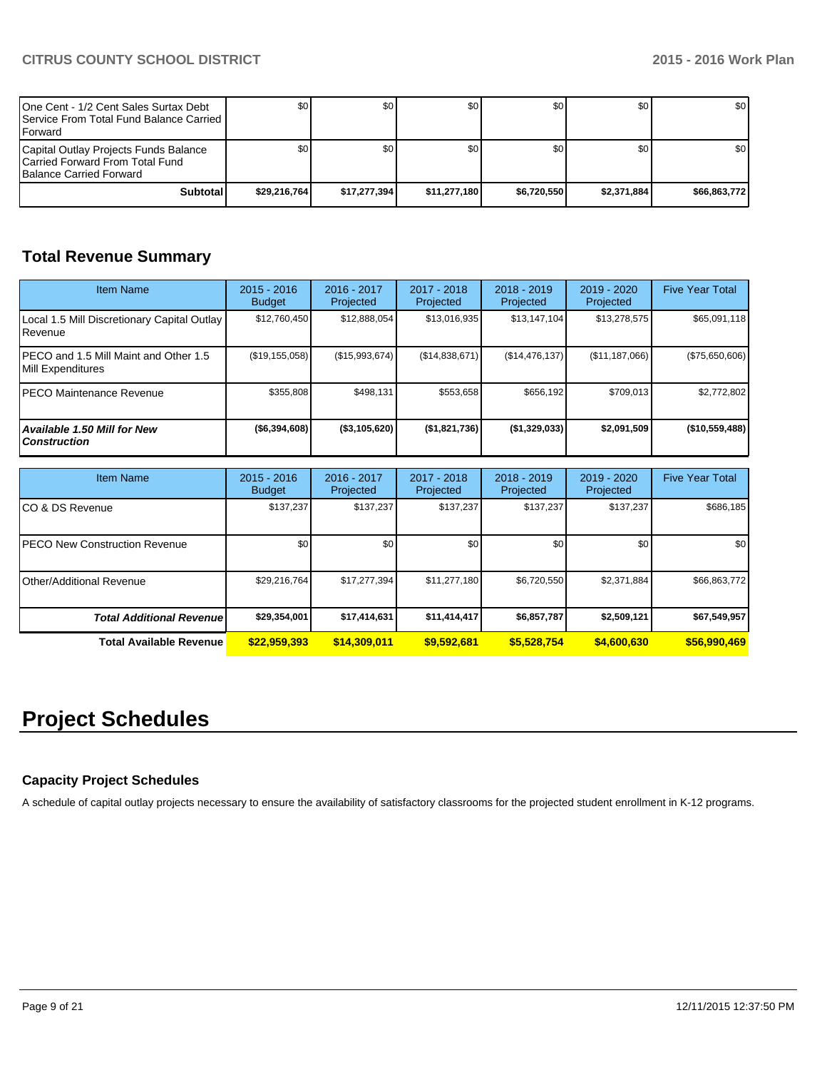| | | | | | | |
|---|---|---|---|---|---|---|
| One Cent - 1/2 Cent Sales Surtax Debt Service From Total Fund Balance Carried Forward | $0 | $0 | $0 | $0 | $0 | $0 |
| Capital Outlay Projects Funds Balance Carried Forward From Total Fund Balance Carried Forward | $0 | $0 | $0 | $0 | $0 | $0 |
| **Subtotal** | **$29,216,764** | **$17,277,394** | **$11,277,180** | **$6,720,550** | **$2,371,884** | **$66,863,772** |

## Total Revenue Summary

| Item Name | 2015 - 2016 Budget | 2016 - 2017 Projected | 2017 - 2018 Projected | 2018 - 2019 Projected | 2019 - 2020 Projected | Five Year Total |
|---|---|---|---|---|---|---|
| Local 1.5 Mill Discretionary Capital Outlay Revenue | $12,760,450 | $12,888,054 | $13,016,935 | $13,147,104 | $13,278,575 | $65,091,118 |
| PECO and 1.5 Mill Maint and Other 1.5 Mill Expenditures | ($19,155,058) | ($15,993,674) | ($14,838,671) | ($14,476,137) | ($11,187,066) | ($75,650,606) |
| PECO Maintenance Revenue | $355,808 | $498,131 | $553,658 | $656,192 | $709,013 | $2,772,802 |
| ***Available 1.50 Mill for New Construction*** | **($6,394,608)** | **($3,105,620)** | **($1,821,736)** | **($1,329,033)** | **$2,091,509** | **($10,559,488)** |

| Item Name | 2015 - 2016 Budget | 2016 - 2017 Projected | 2017 - 2018 Projected | 2018 - 2019 Projected | 2019 - 2020 Projected | Five Year Total |
|---|---|---|---|---|---|---|
| CO & DS Revenue | $137,237 | $137,237 | $137,237 | $137,237 | $137,237 | $686,185 |
| PECO New Construction Revenue | $0 | $0 | $0 | $0 | $0 | $0 |
| Other/Additional Revenue | $29,216,764 | $17,277,394 | $11,277,180 | $6,720,550 | $2,371,884 | $66,863,772 |
| ***Total Additional Revenue*** | **$29,354,001** | **$17,414,631** | **$11,414,417** | **$6,857,787** | **$2,509,121** | **$67,549,957** |
| **Total Available Revenue** | **$22,959,393** | **$14,309,011** | **$9,592,681** | **$5,528,754** | **$4,600,630** | **$56,990,469** |

# Project Schedules

### Capacity Project Schedules

A schedule of capital outlay projects necessary to ensure the availability of satisfactory classrooms for the projected student enrollment in K-12 programs.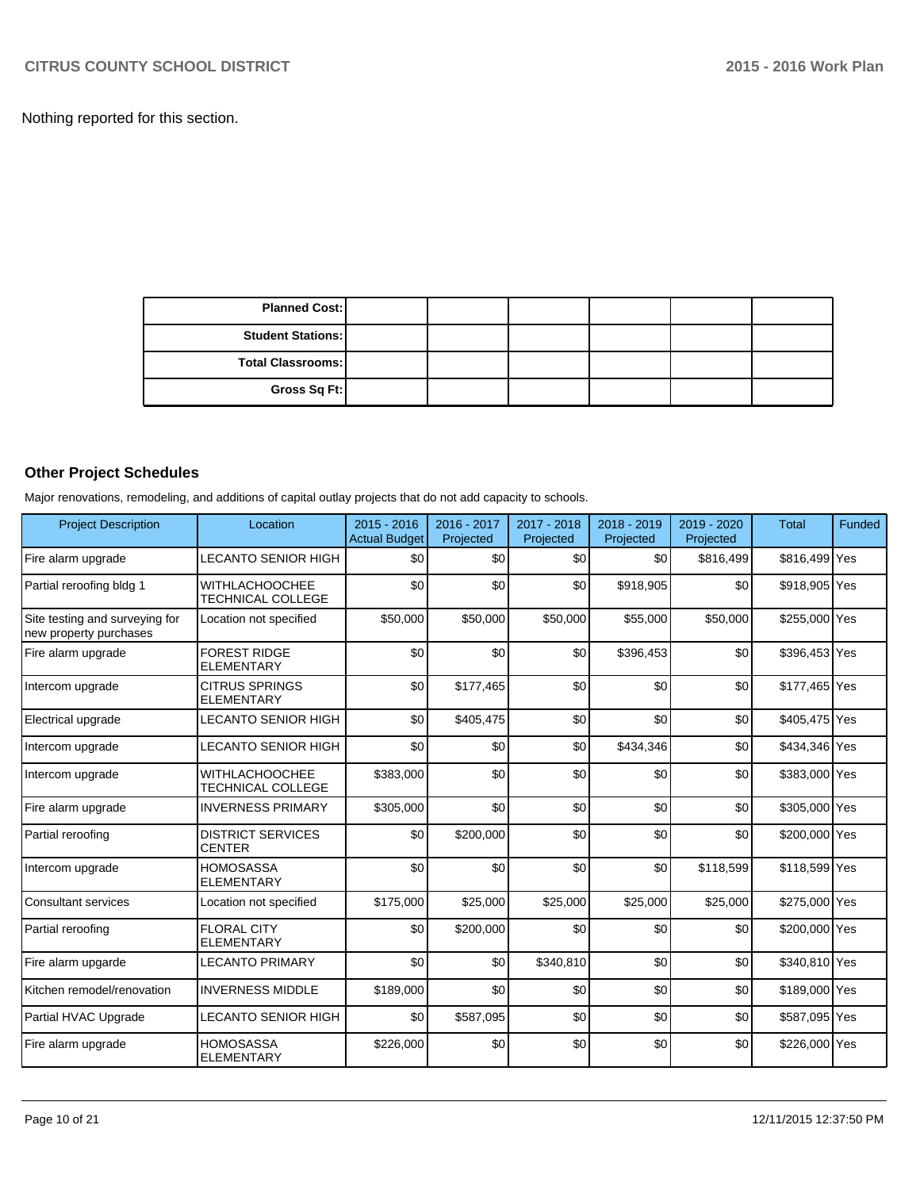Nothing reported for this section.

| Planned Cost: | | | | | | |
|---|---|---|---|---|---|---|
| Student Stations: | | | | | | |
| Total Classrooms: | | | | | | |
| Gross Sq Ft: | | | | | | |

### Other Project Schedules

Major renovations, remodeling, and additions of capital outlay projects that do not add capacity to schools.

| Project Description | Location | 2015 - 2016 Actual Budget | 2016 - 2017 Projected | 2017 - 2018 Projected | 2018 - 2019 Projected | 2019 - 2020 Projected | Total | Funded |
|---|---|---|---|---|---|---|---|---|
| Fire alarm upgrade | LECANTO SENIOR HIGH | $0 | $0 | $0 | $0 | $816,499 | $816,499 | Yes |
| Partial reroofing bldg 1 | WITHLACHOOCHEE TECHNICAL COLLEGE | $0 | $0 | $0 | $918,905 | $0 | $918,905 | Yes |
| Site testing and surveying for new property purchases | Location not specified | $50,000 | $50,000 | $50,000 | $55,000 | $50,000 | $255,000 | Yes |
| Fire alarm upgrade | FOREST RIDGE ELEMENTARY | $0 | $0 | $0 | $396,453 | $0 | $396,453 | Yes |
| Intercom upgrade | CITRUS SPRINGS ELEMENTARY | $0 | $177,465 | $0 | $0 | $0 | $177,465 | Yes |
| Electrical upgrade | LECANTO SENIOR HIGH | $0 | $405,475 | $0 | $0 | $0 | $405,475 | Yes |
| Intercom upgrade | LECANTO SENIOR HIGH | $0 | $0 | $0 | $434,346 | $0 | $434,346 | Yes |
| Intercom upgrade | WITHLACHOOCHEE TECHNICAL COLLEGE | $383,000 | $0 | $0 | $0 | $0 | $383,000 | Yes |
| Fire alarm upgrade | INVERNESS PRIMARY | $305,000 | $0 | $0 | $0 | $0 | $305,000 | Yes |
| Partial reroofing | DISTRICT SERVICES CENTER | $0 | $200,000 | $0 | $0 | $0 | $200,000 | Yes |
| Intercom upgrade | HOMOSASSA ELEMENTARY | $0 | $0 | $0 | $0 | $118,599 | $118,599 | Yes |
| Consultant services | Location not specified | $175,000 | $25,000 | $25,000 | $25,000 | $25,000 | $275,000 | Yes |
| Partial reroofing | FLORAL CITY ELEMENTARY | $0 | $200,000 | $0 | $0 | $0 | $200,000 | Yes |
| Fire alarm upgarde | LECANTO PRIMARY | $0 | $0 | $340,810 | $0 | $0 | $340,810 | Yes |
| Kitchen remodel/renovation | INVERNESS MIDDLE | $189,000 | $0 | $0 | $0 | $0 | $189,000 | Yes |
| Partial HVAC Upgrade | LECANTO SENIOR HIGH | $0 | $587,095 | $0 | $0 | $0 | $587,095 | Yes |
| Fire alarm upgrade | HOMOSASSA ELEMENTARY | $226,000 | $0 | $0 | $0 | $0 | $226,000 | Yes |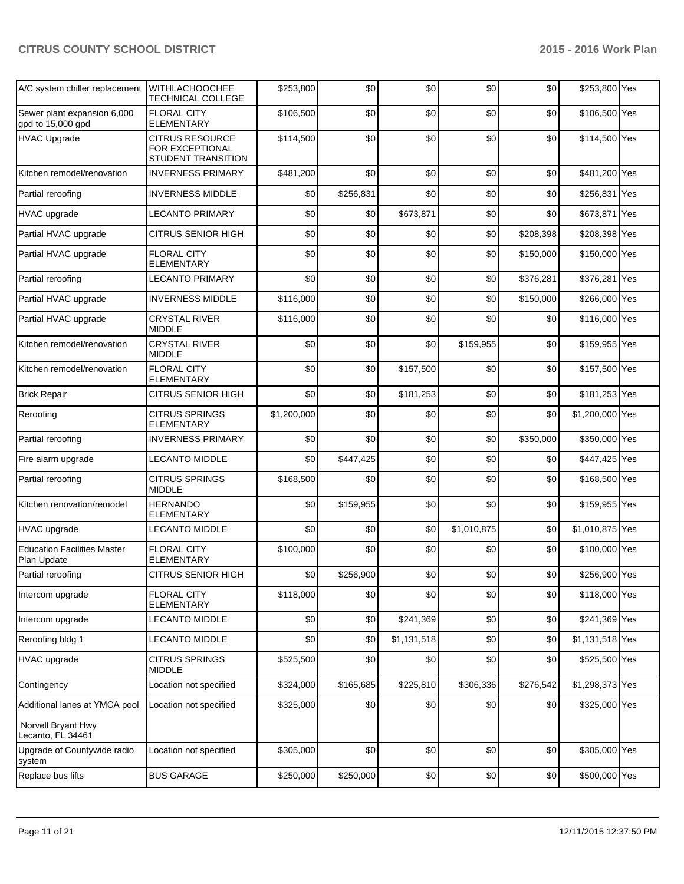| | | | | | | | | |
|---|---|---|---|---|---|---|---|---|
| A/C system chiller replacement | WITHLACHOOCHEE TECHNICAL COLLEGE | $253,800 | $0 | $0 | $0 | $0 | $253,800 | Yes |
| Sewer plant expansion 6,000 gpd to 15,000 gpd | FLORAL CITY ELEMENTARY | $106,500 | $0 | $0 | $0 | $0 | $106,500 | Yes |
| HVAC Upgrade | CITRUS RESOURCE FOR EXCEPTIONAL STUDENT TRANSITION | $114,500 | $0 | $0 | $0 | $0 | $114,500 | Yes |
| Kitchen remodel/renovation | INVERNESS PRIMARY | $481,200 | $0 | $0 | $0 | $0 | $481,200 | Yes |
| Partial reroofing | INVERNESS MIDDLE | $0 | $256,831 | $0 | $0 | $0 | $256,831 | Yes |
| HVAC upgrade | LECANTO PRIMARY | $0 | $0 | $673,871 | $0 | $0 | $673,871 | Yes |
| Partial HVAC upgrade | CITRUS SENIOR HIGH | $0 | $0 | $0 | $0 | $208,398 | $208,398 | Yes |
| Partial HVAC upgrade | FLORAL CITY ELEMENTARY | $0 | $0 | $0 | $0 | $150,000 | $150,000 | Yes |
| Partial reroofing | LECANTO PRIMARY | $0 | $0 | $0 | $0 | $376,281 | $376,281 | Yes |
| Partial HVAC upgrade | INVERNESS MIDDLE | $116,000 | $0 | $0 | $0 | $150,000 | $266,000 | Yes |
| Partial HVAC upgrade | CRYSTAL RIVER MIDDLE | $116,000 | $0 | $0 | $0 | $0 | $116,000 | Yes |
| Kitchen remodel/renovation | CRYSTAL RIVER MIDDLE | $0 | $0 | $0 | $159,955 | $0 | $159,955 | Yes |
| Kitchen remodel/renovation | FLORAL CITY ELEMENTARY | $0 | $0 | $157,500 | $0 | $0 | $157,500 | Yes |
| Brick Repair | CITRUS SENIOR HIGH | $0 | $0 | $181,253 | $0 | $0 | $181,253 | Yes |
| Reroofing | CITRUS SPRINGS ELEMENTARY | $1,200,000 | $0 | $0 | $0 | $0 | $1,200,000 | Yes |
| Partial reroofing | INVERNESS PRIMARY | $0 | $0 | $0 | $0 | $350,000 | $350,000 | Yes |
| Fire alarm upgrade | LECANTO MIDDLE | $0 | $447,425 | $0 | $0 | $0 | $447,425 | Yes |
| Partial reroofing | CITRUS SPRINGS MIDDLE | $168,500 | $0 | $0 | $0 | $0 | $168,500 | Yes |
| Kitchen renovation/remodel | HERNANDO ELEMENTARY | $0 | $159,955 | $0 | $0 | $0 | $159,955 | Yes |
| HVAC upgrade | LECANTO MIDDLE | $0 | $0 | $0 | $1,010,875 | $0 | $1,010,875 | Yes |
| Education Facilities Master Plan Update | FLORAL CITY ELEMENTARY | $100,000 | $0 | $0 | $0 | $0 | $100,000 | Yes |
| Partial reroofing | CITRUS SENIOR HIGH | $0 | $256,900 | $0 | $0 | $0 | $256,900 | Yes |
| Intercom upgrade | FLORAL CITY ELEMENTARY | $118,000 | $0 | $0 | $0 | $0 | $118,000 | Yes |
| Intercom upgrade | LECANTO MIDDLE | $0 | $0 | $241,369 | $0 | $0 | $241,369 | Yes |
| Reroofing bldg 1 | LECANTO MIDDLE | $0 | $0 | $1,131,518 | $0 | $0 | $1,131,518 | Yes |
| HVAC upgrade | CITRUS SPRINGS MIDDLE | $525,500 | $0 | $0 | $0 | $0 | $525,500 | Yes |
| Contingency | Location not specified | $324,000 | $165,685 | $225,810 | $306,336 | $276,542 | $1,298,373 | Yes |
| Additional lanes at YMCA pool<br><br>Norvell Bryant Hwy<br>Lecanto, FL 34461 | Location not specified | $325,000 | $0 | $0 | $0 | $0 | $325,000 | Yes |
| Upgrade of Countywide radio system | Location not specified | $305,000 | $0 | $0 | $0 | $0 | $305,000 | Yes |
| Replace bus lifts | BUS GARAGE | $250,000 | $250,000 | $0 | $0 | $0 | $500,000 | Yes |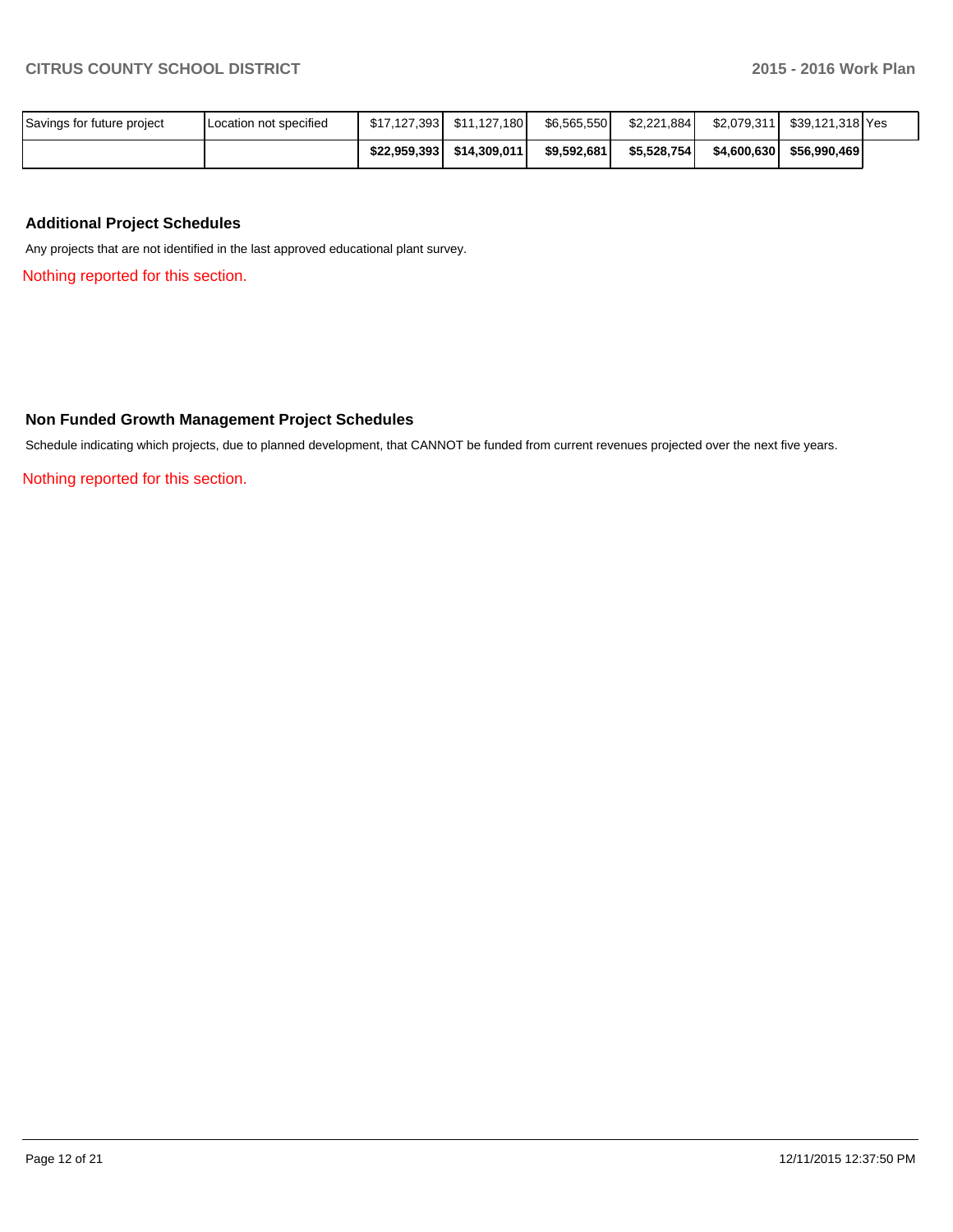| | | | | | | | | |
|---|---|---|---|---|---|---|---|---|
| Savings for future project | Location not specified | $17,127,393 | $11,127,180 | $6,565,550 | $2,221,884 | $2,079,311 | $39,121,318 | Yes |
| | | **$22,959,393** | **$14,309,011** | **$9,592,681** | **$5,528,754** | **$4,600,630** | **$56,990,469** | |

### Additional Project Schedules

Any projects that are not identified in the last approved educational plant survey.

Nothing reported for this section.

### Non Funded Growth Management Project Schedules

Schedule indicating which projects, due to planned development, that CANNOT be funded from current revenues projected over the next five years.

Nothing reported for this section.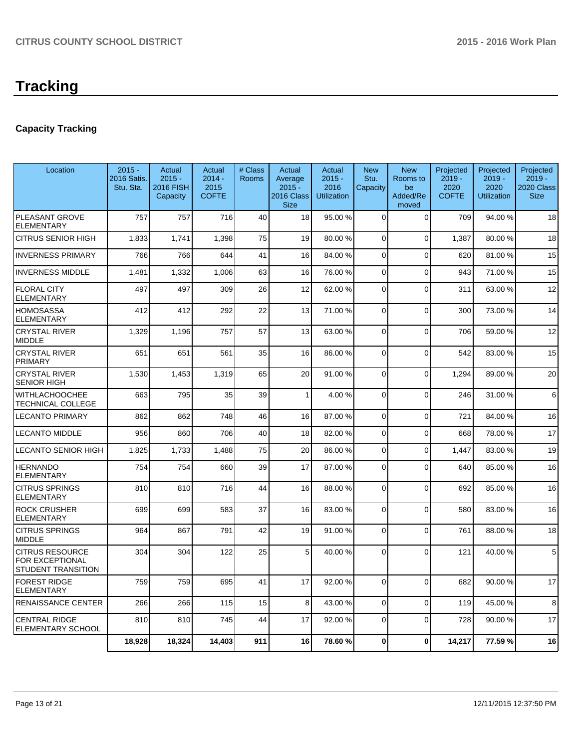# Tracking

## Capacity Tracking

| Location | 2015 - 2016 Satis. Stu. Sta. | Actual 2015 - 2016 FISH Capacity | Actual 2014 - 2015 COFTE | # Class Rooms | Actual Average 2015 - 2016 Class Size | Actual 2015 - 2016 Utilization | New Stu. Capacity | New Rooms to be Added/Removed | Projected 2019 - 2020 COFTE | Projected 2019 - 2020 Utilization | Projected 2019 - 2020 Class Size |
|---|---|---|---|---|---|---|---|---|---|---|---|
| PLEASANT GROVE ELEMENTARY | 757 | 757 | 716 | 40 | 18 | 95.00 % | 0 | 0 | 709 | 94.00 % | 18 |
| CITRUS SENIOR HIGH | 1,833 | 1,741 | 1,398 | 75 | 19 | 80.00 % | 0 | 0 | 1,387 | 80.00 % | 18 |
| INVERNESS PRIMARY | 766 | 766 | 644 | 41 | 16 | 84.00 % | 0 | 0 | 620 | 81.00 % | 15 |
| INVERNESS MIDDLE | 1,481 | 1,332 | 1,006 | 63 | 16 | 76.00 % | 0 | 0 | 943 | 71.00 % | 15 |
| FLORAL CITY ELEMENTARY | 497 | 497 | 309 | 26 | 12 | 62.00 % | 0 | 0 | 311 | 63.00 % | 12 |
| HOMOSASSA ELEMENTARY | 412 | 412 | 292 | 22 | 13 | 71.00 % | 0 | 0 | 300 | 73.00 % | 14 |
| CRYSTAL RIVER MIDDLE | 1,329 | 1,196 | 757 | 57 | 13 | 63.00 % | 0 | 0 | 706 | 59.00 % | 12 |
| CRYSTAL RIVER PRIMARY | 651 | 651 | 561 | 35 | 16 | 86.00 % | 0 | 0 | 542 | 83.00 % | 15 |
| CRYSTAL RIVER SENIOR HIGH | 1,530 | 1,453 | 1,319 | 65 | 20 | 91.00 % | 0 | 0 | 1,294 | 89.00 % | 20 |
| WITHLACHOOCHEE TECHNICAL COLLEGE | 663 | 795 | 35 | 39 | 1 | 4.00 % | 0 | 0 | 246 | 31.00 % | 6 |
| LECANTO PRIMARY | 862 | 862 | 748 | 46 | 16 | 87.00 % | 0 | 0 | 721 | 84.00 % | 16 |
| LECANTO MIDDLE | 956 | 860 | 706 | 40 | 18 | 82.00 % | 0 | 0 | 668 | 78.00 % | 17 |
| LECANTO SENIOR HIGH | 1,825 | 1,733 | 1,488 | 75 | 20 | 86.00 % | 0 | 0 | 1,447 | 83.00 % | 19 |
| HERNANDO ELEMENTARY | 754 | 754 | 660 | 39 | 17 | 87.00 % | 0 | 0 | 640 | 85.00 % | 16 |
| CITRUS SPRINGS ELEMENTARY | 810 | 810 | 716 | 44 | 16 | 88.00 % | 0 | 0 | 692 | 85.00 % | 16 |
| ROCK CRUSHER ELEMENTARY | 699 | 699 | 583 | 37 | 16 | 83.00 % | 0 | 0 | 580 | 83.00 % | 16 |
| CITRUS SPRINGS MIDDLE | 964 | 867 | 791 | 42 | 19 | 91.00 % | 0 | 0 | 761 | 88.00 % | 18 |
| CITRUS RESOURCE FOR EXCEPTIONAL STUDENT TRANSITION | 304 | 304 | 122 | 25 | 5 | 40.00 % | 0 | 0 | 121 | 40.00 % | 5 |
| FOREST RIDGE ELEMENTARY | 759 | 759 | 695 | 41 | 17 | 92.00 % | 0 | 0 | 682 | 90.00 % | 17 |
| RENAISSANCE CENTER | 266 | 266 | 115 | 15 | 8 | 43.00 % | 0 | 0 | 119 | 45.00 % | 8 |
| CENTRAL RIDGE ELEMENTARY SCHOOL | 810 | 810 | 745 | 44 | 17 | 92.00 % | 0 | 0 | 728 | 90.00 % | 17 |
| | **18,928** | **18,324** | **14,403** | **911** | **16** | **78.60 %** | **0** | **0** | **14,217** | **77.59 %** | **16** |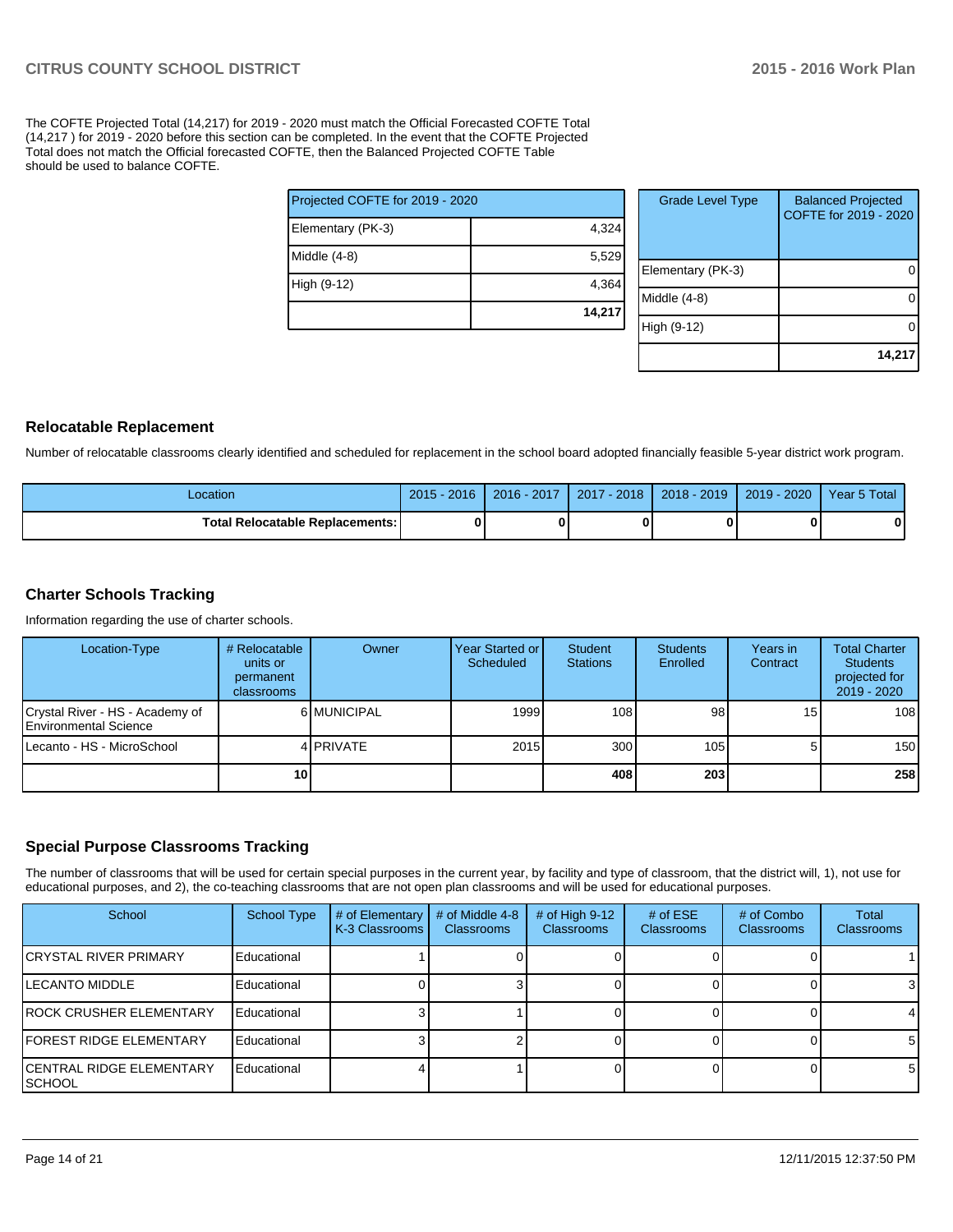The COFTE Projected Total (14,217) for 2019 - 2020 must match the Official Forecasted COFTE Total (14,217 ) for 2019 - 2020 before this section can be completed. In the event that the COFTE Projected Total does not match the Official forecasted COFTE, then the Balanced Projected COFTE Table should be used to balance COFTE.

| Projected COFTE for 2019 - 2020 | |
|---|---|
| Elementary (PK-3) | 4,324 |
| Middle (4-8) | 5,529 |
| High (9-12) | 4,364 |
| | **14,217** |

| Grade Level Type | Balanced Projected COFTE for 2019 - 2020 |
|---|---|
| Elementary (PK-3) | 0 |
| Middle (4-8) | 0 |
| High (9-12) | 0 |
| | **14,217** |

## Relocatable Replacement

Number of relocatable classrooms clearly identified and scheduled for replacement in the school board adopted financially feasible 5-year district work program.

| Location | 2015 - 2016 | 2016 - 2017 | 2017 - 2018 | 2018 - 2019 | 2019 - 2020 | Year 5 Total |
|---|---|---|---|---|---|---|
| **Total Relocatable Replacements:** | **0** | **0** | **0** | **0** | **0** | **0** |

## Charter Schools Tracking

Information regarding the use of charter schools.

| Location-Type | # Relocatable units or permanent classrooms | Owner | Year Started or Scheduled | Student Stations | Students Enrolled | Years in Contract | Total Charter Students projected for 2019 - 2020 |
|---|---|---|---|---|---|---|---|
| Crystal River - HS - Academy of Environmental Science | 6 | MUNICIPAL | 1999 | 108 | 98 | 15 | 108 |
| Lecanto - HS - MicroSchool | 4 | PRIVATE | 2015 | 300 | 105 | 5 | 150 |
| | **10** | | | **408** | **203** | | **258** |

## Special Purpose Classrooms Tracking

The number of classrooms that will be used for certain special purposes in the current year, by facility and type of classroom, that the district will, 1), not use for educational purposes, and 2), the co-teaching classrooms that are not open plan classrooms and will be used for educational purposes.

| School | School Type | # of Elementary K-3 Classrooms | # of Middle 4-8 Classrooms | # of High 9-12 Classrooms | # of ESE Classrooms | # of Combo Classrooms | Total Classrooms |
|---|---|---|---|---|---|---|---|
| CRYSTAL RIVER PRIMARY | Educational | 1 | 0 | 0 | 0 | 0 | 1 |
| LECANTO MIDDLE | Educational | 0 | 3 | 0 | 0 | 0 | 3 |
| ROCK CRUSHER ELEMENTARY | Educational | 3 | 1 | 0 | 0 | 0 | 4 |
| FOREST RIDGE ELEMENTARY | Educational | 3 | 2 | 0 | 0 | 0 | 5 |
| CENTRAL RIDGE ELEMENTARY SCHOOL | Educational | 4 | 1 | 0 | 0 | 0 | 5 |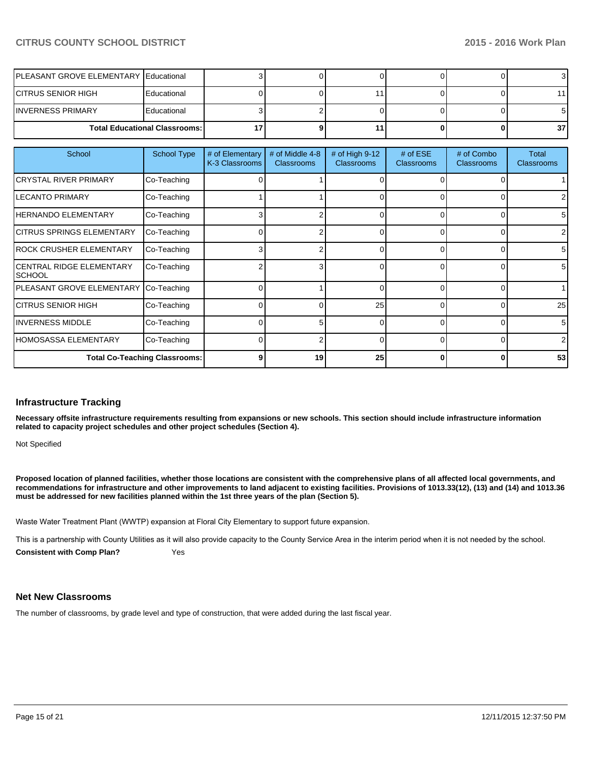| School | School Type | # of Elementary K-3 Classrooms | # of Middle 4-8 Classrooms | # of High 9-12 Classrooms | # of ESE Classrooms | # of Combo Classrooms | Total Classrooms |
|---|---|---|---|---|---|---|---|
| PLEASANT GROVE ELEMENTARY | Educational | 3 | 0 | 0 | 0 | 0 | 3 |
| CITRUS SENIOR HIGH | Educational | 0 | 0 | 11 | 0 | 0 | 11 |
| INVERNESS PRIMARY | Educational | 3 | 2 | 0 | 0 | 0 | 5 |
| Total Educational Classrooms: | | 17 | 9 | 11 | 0 | 0 | 37 |

| School | School Type | # of Elementary K-3 Classrooms | # of Middle 4-8 Classrooms | # of High 9-12 Classrooms | # of ESE Classrooms | # of Combo Classrooms | Total Classrooms |
|---|---|---|---|---|---|---|---|
| CRYSTAL RIVER PRIMARY | Co-Teaching | 0 | 1 | 0 | 0 | 0 | 1 |
| LECANTO PRIMARY | Co-Teaching | 1 | 1 | 0 | 0 | 0 | 2 |
| HERNANDO ELEMENTARY | Co-Teaching | 3 | 2 | 0 | 0 | 0 | 5 |
| CITRUS SPRINGS ELEMENTARY | Co-Teaching | 0 | 2 | 0 | 0 | 0 | 2 |
| ROCK CRUSHER ELEMENTARY | Co-Teaching | 3 | 2 | 0 | 0 | 0 | 5 |
| CENTRAL RIDGE ELEMENTARY SCHOOL | Co-Teaching | 2 | 3 | 0 | 0 | 0 | 5 |
| PLEASANT GROVE ELEMENTARY | Co-Teaching | 0 | 1 | 0 | 0 | 0 | 1 |
| CITRUS SENIOR HIGH | Co-Teaching | 0 | 0 | 25 | 0 | 0 | 25 |
| INVERNESS MIDDLE | Co-Teaching | 0 | 5 | 0 | 0 | 0 | 5 |
| HOMOSASSA ELEMENTARY | Co-Teaching | 0 | 2 | 0 | 0 | 0 | 2 |
| Total Co-Teaching Classrooms: | | 9 | 19 | 25 | 0 | 0 | 53 |

## Infrastructure Tracking

**Necessary offsite infrastructure requirements resulting from expansions or new schools. This section should include infrastructure information related to capacity project schedules and other project schedules (Section 4).**

Not Specified

**Proposed location of planned facilities, whether those locations are consistent with the comprehensive plans of all affected local governments, and recommendations for infrastructure and other improvements to land adjacent to existing facilities. Provisions of 1013.33(12), (13) and (14) and 1013.36 must be addressed for new facilities planned within the 1st three years of the plan (Section 5).**

Waste Water Treatment Plant (WWTP) expansion at Floral City Elementary to support future expansion.

This is a partnership with County Utilities as it will also provide capacity to the County Service Area in the interim period when it is not needed by the school.

**Consistent with Comp Plan?** Yes

## Net New Classrooms

The number of classrooms, by grade level and type of construction, that were added during the last fiscal year.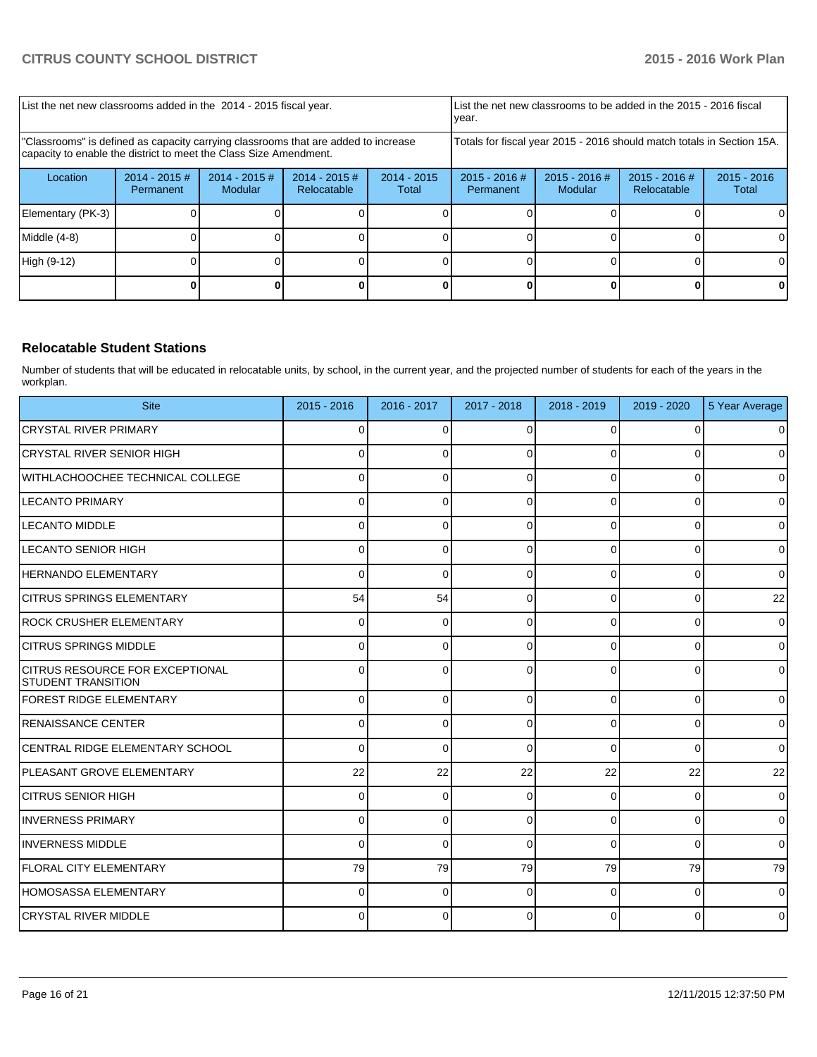| List the net new classrooms added in the 2014 - 2015 fiscal year. | | | | List the net new classrooms to be added in the 2015 - 2016 fiscal year. | | | |
|---|---|---|---|---|---|---|---|
| "Classrooms" is defined as capacity carrying classrooms that are added to increase capacity to enable the district to meet the Class Size Amendment. | | | | Totals for fiscal year 2015 - 2016 should match totals in Section 15A. | | | |
| Location | 2014 - 2015 # Permanent | 2014 - 2015 # Modular | 2014 - 2015 # Relocatable | 2014 - 2015 Total | 2015 - 2016 # Permanent | 2015 - 2016 # Modular | 2015 - 2016 # Relocatable | 2015 - 2016 Total |
| Elementary (PK-3) | 0 | 0 | 0 | 0 | 0 | 0 | 0 | 0 |
| Middle (4-8) | 0 | 0 | 0 | 0 | 0 | 0 | 0 | 0 |
| High (9-12) | 0 | 0 | 0 | 0 | 0 | 0 | 0 | 0 |
| | **0** | **0** | **0** | **0** | **0** | **0** | **0** | **0** |

## Relocatable Student Stations

Number of students that will be educated in relocatable units, by school, in the current year, and the projected number of students for each of the years in the workplan.

| Site | 2015 - 2016 | 2016 - 2017 | 2017 - 2018 | 2018 - 2019 | 2019 - 2020 | 5 Year Average |
|---|---|---|---|---|---|---|
| CRYSTAL RIVER PRIMARY | 0 | 0 | 0 | 0 | 0 | 0 |
| CRYSTAL RIVER SENIOR HIGH | 0 | 0 | 0 | 0 | 0 | 0 |
| WITHLACHOOCHEE TECHNICAL COLLEGE | 0 | 0 | 0 | 0 | 0 | 0 |
| LECANTO PRIMARY | 0 | 0 | 0 | 0 | 0 | 0 |
| LECANTO MIDDLE | 0 | 0 | 0 | 0 | 0 | 0 |
| LECANTO SENIOR HIGH | 0 | 0 | 0 | 0 | 0 | 0 |
| HERNANDO ELEMENTARY | 0 | 0 | 0 | 0 | 0 | 0 |
| CITRUS SPRINGS ELEMENTARY | 54 | 54 | 0 | 0 | 0 | 22 |
| ROCK CRUSHER ELEMENTARY | 0 | 0 | 0 | 0 | 0 | 0 |
| CITRUS SPRINGS MIDDLE | 0 | 0 | 0 | 0 | 0 | 0 |
| CITRUS RESOURCE FOR EXCEPTIONAL STUDENT TRANSITION | 0 | 0 | 0 | 0 | 0 | 0 |
| FOREST RIDGE ELEMENTARY | 0 | 0 | 0 | 0 | 0 | 0 |
| RENAISSANCE CENTER | 0 | 0 | 0 | 0 | 0 | 0 |
| CENTRAL RIDGE ELEMENTARY SCHOOL | 0 | 0 | 0 | 0 | 0 | 0 |
| PLEASANT GROVE ELEMENTARY | 22 | 22 | 22 | 22 | 22 | 22 |
| CITRUS SENIOR HIGH | 0 | 0 | 0 | 0 | 0 | 0 |
| INVERNESS PRIMARY | 0 | 0 | 0 | 0 | 0 | 0 |
| INVERNESS MIDDLE | 0 | 0 | 0 | 0 | 0 | 0 |
| FLORAL CITY ELEMENTARY | 79 | 79 | 79 | 79 | 79 | 79 |
| HOMOSASSA ELEMENTARY | 0 | 0 | 0 | 0 | 0 | 0 |
| CRYSTAL RIVER MIDDLE | 0 | 0 | 0 | 0 | 0 | 0 |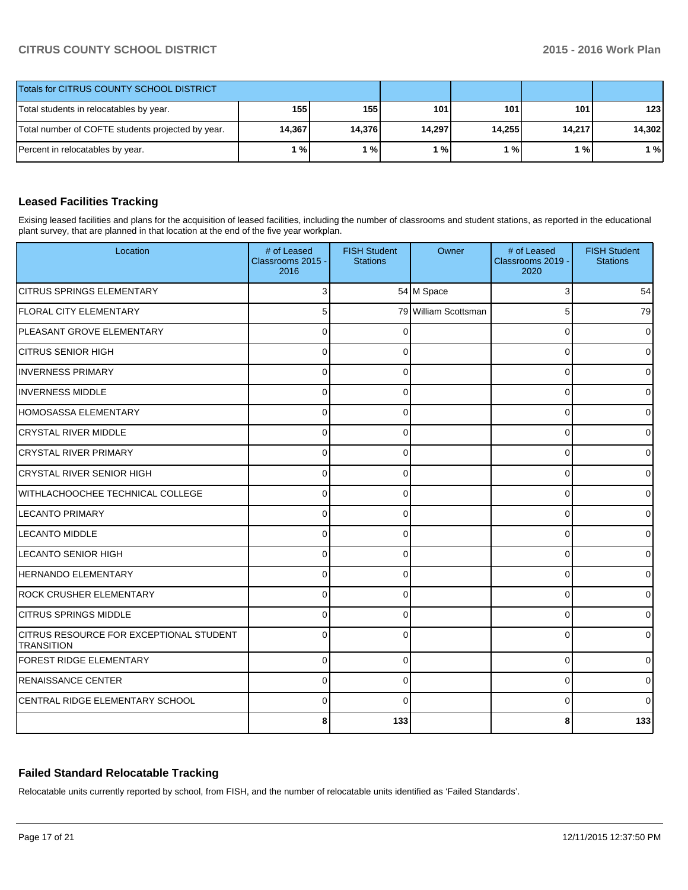| Totals for CITRUS COUNTY SCHOOL DISTRICT | | | | | | |
|---|---|---|---|---|---|---|
| Total students in relocatables by year. | 155 | 155 | 101 | 101 | 101 | 123 |
| Total number of COFTE students projected by year. | 14,367 | 14,376 | 14,297 | 14,255 | 14,217 | 14,302 |
| Percent in relocatables by year. | 1 % | 1 % | 1 % | 1 % | 1 % | 1 % |

## Leased Facilities Tracking

Exising leased facilities and plans for the acquisition of leased facilities, including the number of classrooms and student stations, as reported in the educational plant survey, that are planned in that location at the end of the five year workplan.

| Location | # of Leased Classrooms 2015 - 2016 | FISH Student Stations | Owner | # of Leased Classrooms 2019 - 2020 | FISH Student Stations |
|---|---|---|---|---|---|
| CITRUS SPRINGS ELEMENTARY | 3 | 54 | M Space | 3 | 54 |
| FLORAL CITY ELEMENTARY | 5 | 79 | William Scottsman | 5 | 79 |
| PLEASANT GROVE ELEMENTARY | 0 | 0 | | 0 | 0 |
| CITRUS SENIOR HIGH | 0 | 0 | | 0 | 0 |
| INVERNESS PRIMARY | 0 | 0 | | 0 | 0 |
| INVERNESS MIDDLE | 0 | 0 | | 0 | 0 |
| HOMOSASSA ELEMENTARY | 0 | 0 | | 0 | 0 |
| CRYSTAL RIVER MIDDLE | 0 | 0 | | 0 | 0 |
| CRYSTAL RIVER PRIMARY | 0 | 0 | | 0 | 0 |
| CRYSTAL RIVER SENIOR HIGH | 0 | 0 | | 0 | 0 |
| WITHLACHOOCHEE TECHNICAL COLLEGE | 0 | 0 | | 0 | 0 |
| LECANTO PRIMARY | 0 | 0 | | 0 | 0 |
| LECANTO MIDDLE | 0 | 0 | | 0 | 0 |
| LECANTO SENIOR HIGH | 0 | 0 | | 0 | 0 |
| HERNANDO ELEMENTARY | 0 | 0 | | 0 | 0 |
| ROCK CRUSHER ELEMENTARY | 0 | 0 | | 0 | 0 |
| CITRUS SPRINGS MIDDLE | 0 | 0 | | 0 | 0 |
| CITRUS RESOURCE FOR EXCEPTIONAL STUDENT TRANSITION | 0 | 0 | | 0 | 0 |
| FOREST RIDGE ELEMENTARY | 0 | 0 | | 0 | 0 |
| RENAISSANCE CENTER | 0 | 0 | | 0 | 0 |
| CENTRAL RIDGE ELEMENTARY SCHOOL | 0 | 0 | | 0 | 0 |
| | 8 | 133 | | 8 | 133 |

## Failed Standard Relocatable Tracking

Relocatable units currently reported by school, from FISH, and the number of relocatable units identified as 'Failed Standards'.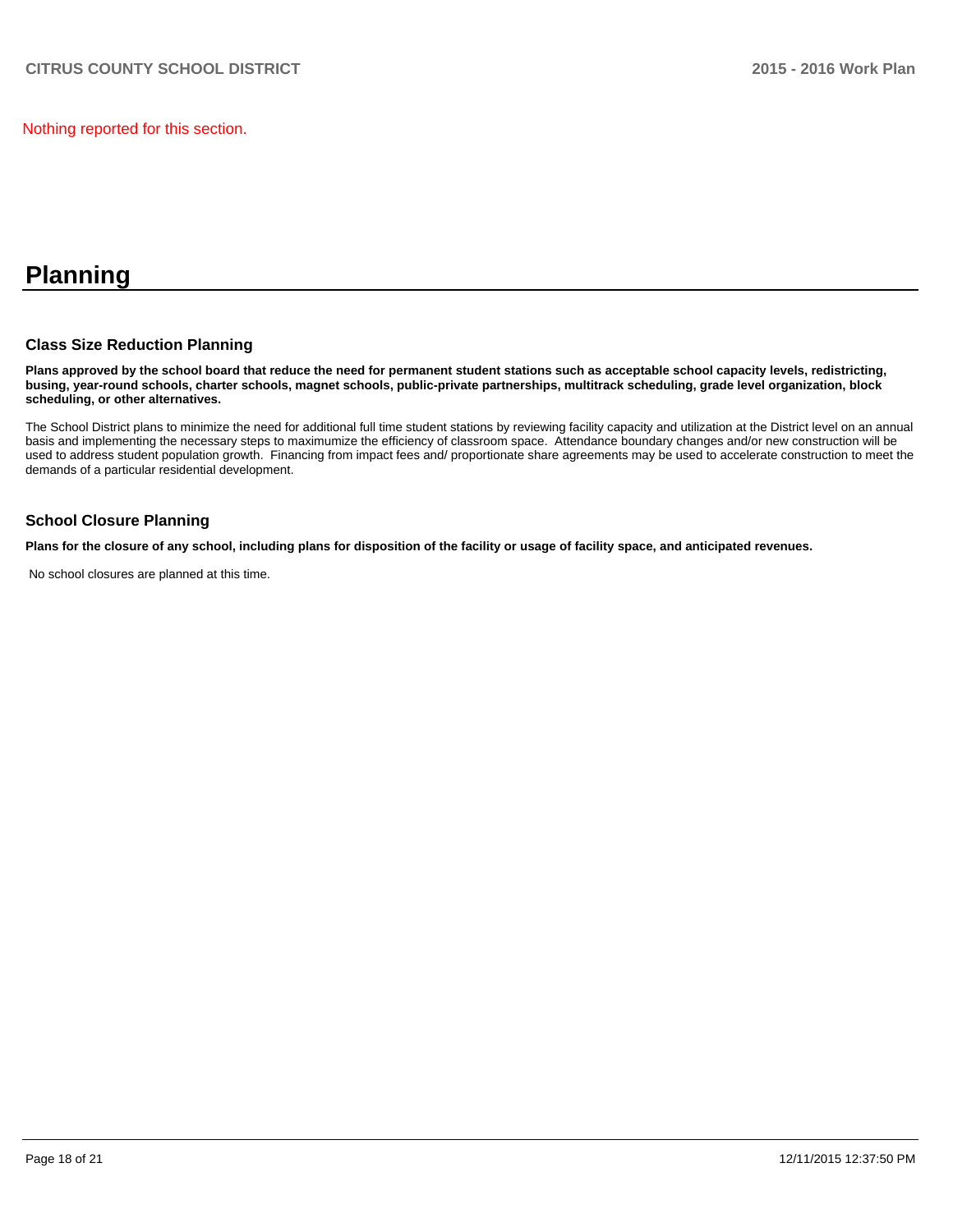Nothing reported for this section.

# Planning

### Class Size Reduction Planning

**Plans approved by the school board that reduce the need for permanent student stations such as acceptable school capacity levels, redistricting, busing, year-round schools, charter schools, magnet schools, public-private partnerships, multitrack scheduling, grade level organization, block scheduling, or other alternatives.**

The School District plans to minimize the need for additional full time student stations by reviewing facility capacity and utilization at the District level on an annual basis and implementing the necessary steps to maximumize the efficiency of classroom space. Attendance boundary changes and/or new construction will be used to address student population growth. Financing from impact fees and/ proportionate share agreements may be used to accelerate construction to meet the demands of a particular residential development.

### School Closure Planning

**Plans for the closure of any school, including plans for disposition of the facility or usage of facility space, and anticipated revenues.**

No school closures are planned at this time.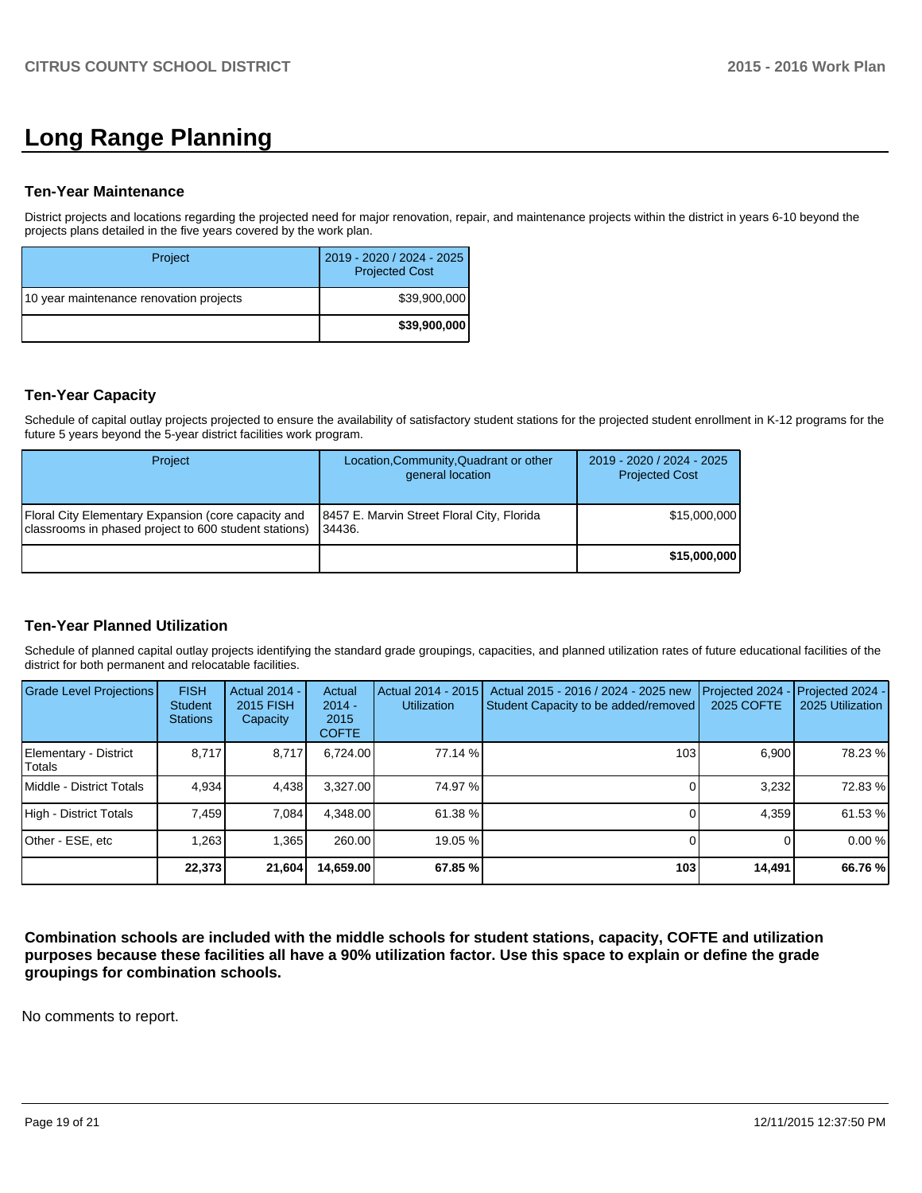# Long Range Planning

### Ten-Year Maintenance

District projects and locations regarding the projected need for major renovation, repair, and maintenance projects within the district in years 6-10 beyond the projects plans detailed in the five years covered by the work plan.

| Project | 2019 - 2020 / 2024 - 2025 Projected Cost |
|---|---|
| 10 year maintenance renovation projects | $39,900,000 |
| | **$39,900,000** |

### Ten-Year Capacity

Schedule of capital outlay projects projected to ensure the availability of satisfactory student stations for the projected student enrollment in K-12 programs for the future 5 years beyond the 5-year district facilities work program.

| Project | Location,Community,Quadrant or other general location | 2019 - 2020 / 2024 - 2025 Projected Cost |
|---|---|---|
| Floral City Elementary Expansion (core capacity and classrooms in phased project to 600 student stations) | 8457 E. Marvin Street Floral City, Florida 34436. | $15,000,000 |
| | | **$15,000,000** |

### Ten-Year Planned Utilization

Schedule of planned capital outlay projects identifying the standard grade groupings, capacities, and planned utilization rates of future educational facilities of the district for both permanent and relocatable facilities.

| Grade Level Projections | FISH Student Stations | Actual 2014 - 2015 FISH Capacity | Actual 2014 - 2015 COFTE | Actual 2014 - 2015 Utilization | Actual 2015 - 2016 / 2024 - 2025 new Student Capacity to be added/removed | Projected 2024 - 2025 COFTE | Projected 2024 - 2025 Utilization |
|---|---|---|---|---|---|---|---|
| Elementary - District Totals | 8,717 | 8,717 | 6,724.00 | 77.14 % | 103 | 6,900 | 78.23 % |
| Middle - District Totals | 4,934 | 4,438 | 3,327.00 | 74.97 % | 0 | 3,232 | 72.83 % |
| High - District Totals | 7,459 | 7,084 | 4,348.00 | 61.38 % | 0 | 4,359 | 61.53 % |
| Other - ESE, etc | 1,263 | 1,365 | 260.00 | 19.05 % | 0 | 0 | 0.00 % |
| | **22,373** | **21,604** | **14,659.00** | **67.85 %** | **103** | **14,491** | **66.76 %** |

**Combination schools are included with the middle schools for student stations, capacity, COFTE and utilization purposes because these facilities all have a 90% utilization factor. Use this space to explain or define the grade groupings for combination schools.**

No comments to report.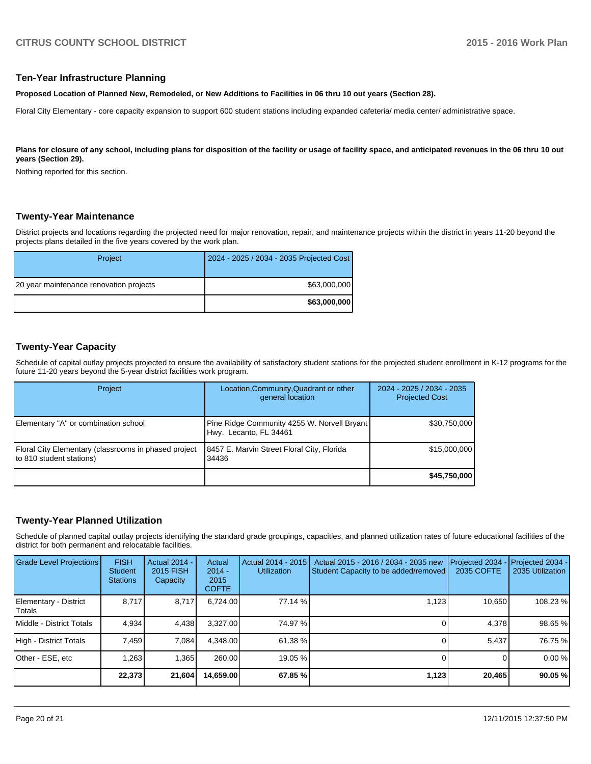## Ten-Year Infrastructure Planning

**Proposed Location of Planned New, Remodeled, or New Additions to Facilities in 06 thru 10 out years (Section 28).**

Floral City Elementary - core capacity expansion to support 600 student stations including expanded cafeteria/ media center/ administrative space.

**Plans for closure of any school, including plans for disposition of the facility or usage of facility space, and anticipated revenues in the 06 thru 10 out years (Section 29).**

Nothing reported for this section.

## Twenty-Year Maintenance

District projects and locations regarding the projected need for major renovation, repair, and maintenance projects within the district in years 11-20 beyond the projects plans detailed in the five years covered by the work plan.

| Project | 2024 - 2025 / 2034 - 2035 Projected Cost |
|---|---|
| 20 year maintenance renovation projects | $63,000,000 |
| | **$63,000,000** |

## Twenty-Year Capacity

Schedule of capital outlay projects projected to ensure the availability of satisfactory student stations for the projected student enrollment in K-12 programs for the future 11-20 years beyond the 5-year district facilities work program.

| Project | Location,Community,Quadrant or other general location | 2024 - 2025 / 2034 - 2035 Projected Cost |
|---|---|---|
| Elementary "A" or combination school | Pine Ridge Community 4255 W. Norvell Bryant Hwy. Lecanto, FL 34461 | $30,750,000 |
| Floral City Elementary (classrooms in phased project to 810 student stations) | 8457 E. Marvin Street Floral City, Florida 34436 | $15,000,000 |
| | | **$45,750,000** |

## Twenty-Year Planned Utilization

Schedule of planned capital outlay projects identifying the standard grade groupings, capacities, and planned utilization rates of future educational facilities of the district for both permanent and relocatable facilities.

| Grade Level Projections | FISH Student Stations | Actual 2014 - 2015 FISH Capacity | Actual 2014 - 2015 COFTE | Actual 2014 - 2015 Utilization | Actual 2015 - 2016 / 2034 - 2035 new Student Capacity to be added/removed | Projected 2034 - 2035 COFTE | Projected 2034 - 2035 Utilization |
|---|---|---|---|---|---|---|---|
| Elementary - District Totals | 8,717 | 8,717 | 6,724.00 | 77.14 % | 1,123 | 10,650 | 108.23 % |
| Middle - District Totals | 4,934 | 4,438 | 3,327.00 | 74.97 % | 0 | 4,378 | 98.65 % |
| High - District Totals | 7,459 | 7,084 | 4,348.00 | 61.38 % | 0 | 5,437 | 76.75 % |
| Other - ESE, etc | 1,263 | 1,365 | 260.00 | 19.05 % | 0 | 0 | 0.00 % |
| | **22,373** | **21,604** | **14,659.00** | **67.85 %** | **1,123** | **20,465** | **90.05 %** |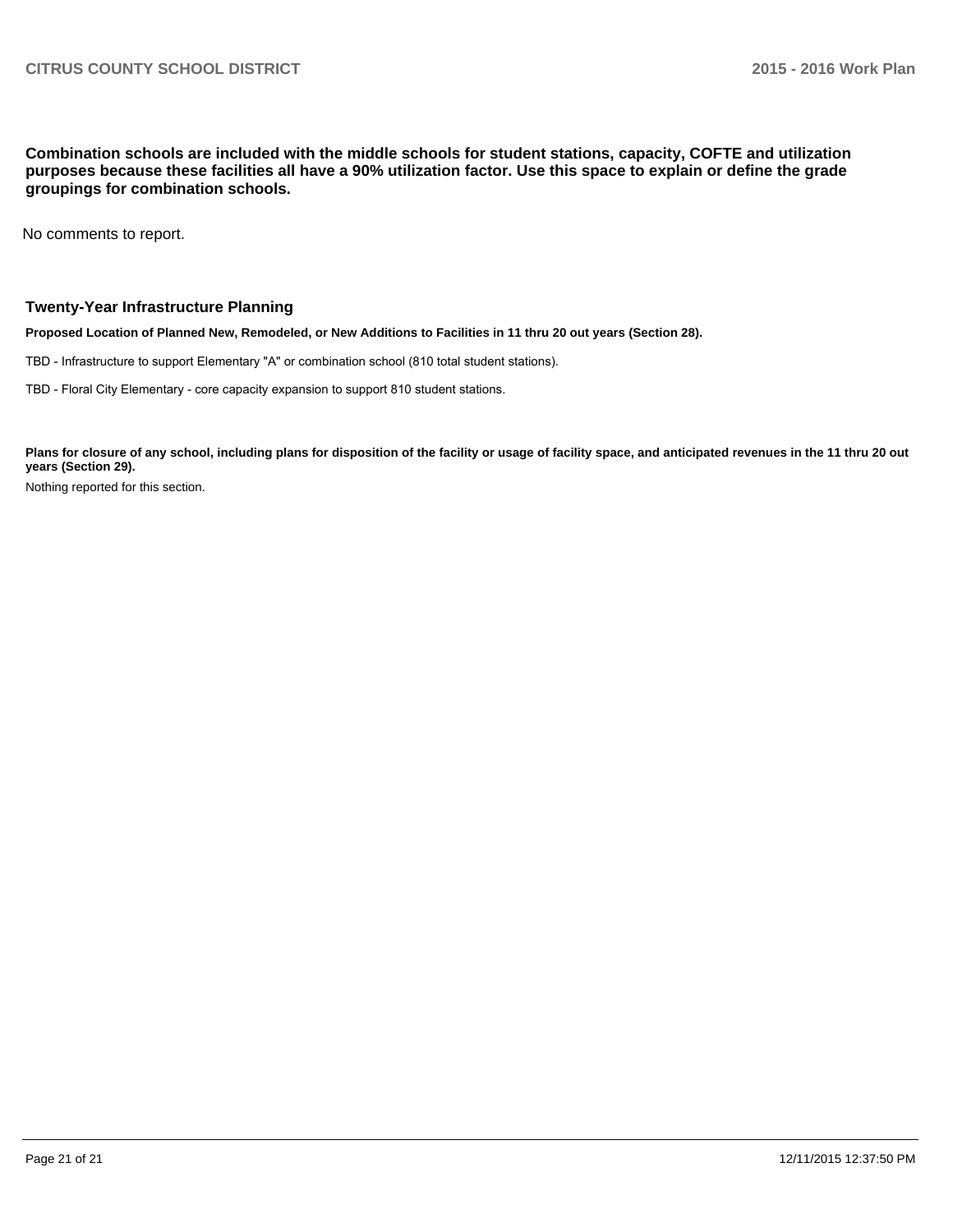**Combination schools are included with the middle schools for student stations, capacity, COFTE and utilization purposes because these facilities all have a 90% utilization factor. Use this space to explain or define the grade groupings for combination schools.**

No comments to report.

### Twenty-Year Infrastructure Planning

**Proposed Location of Planned New, Remodeled, or New Additions to Facilities in 11 thru 20 out years (Section 28).**

TBD - Infrastructure to support Elementary "A" or combination school (810 total student stations).

TBD - Floral City Elementary - core capacity expansion to support 810 student stations.

**Plans for closure of any school, including plans for disposition of the facility or usage of facility space, and anticipated revenues in the 11 thru 20 out years (Section 29).**

Nothing reported for this section.